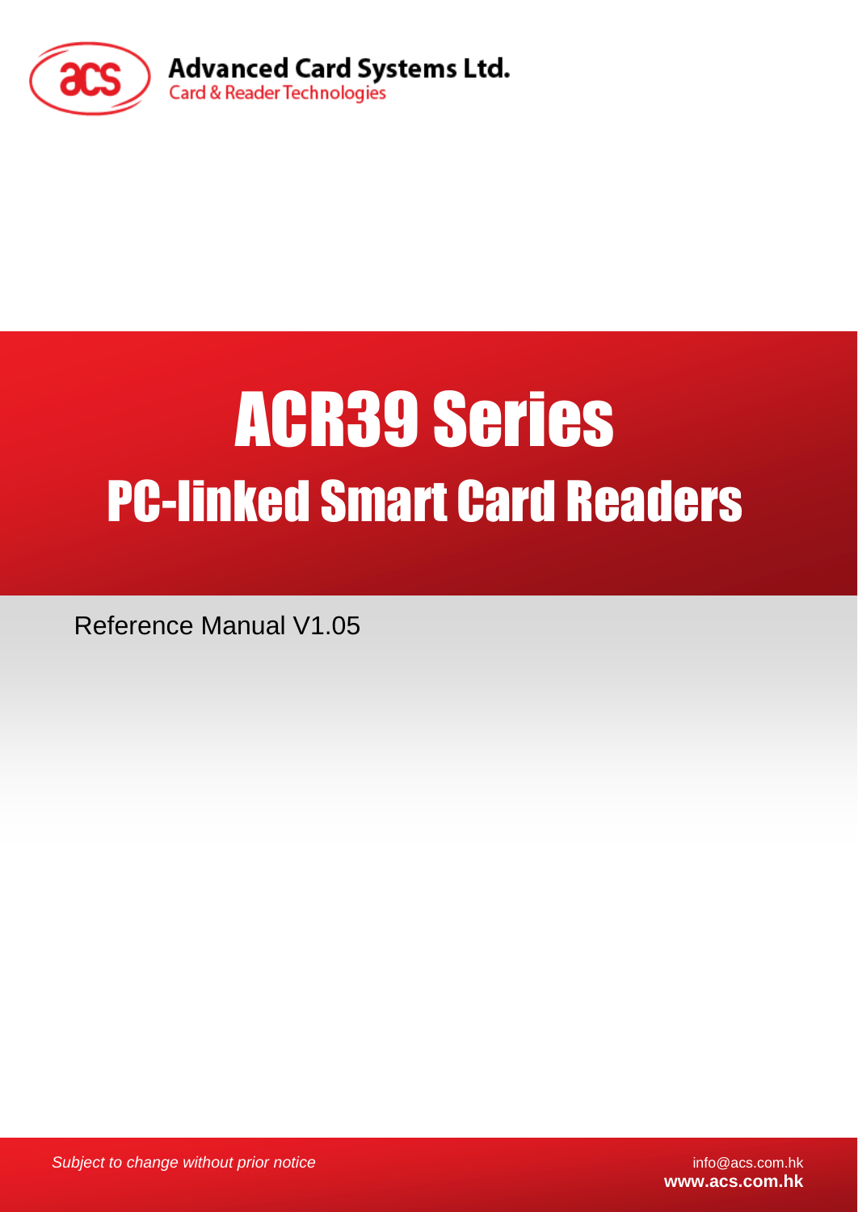Advanced Card Systems Ltd.
Card & Reader Technologies

# ACR39 Series
## PC-linked Smart Card Readers

Reference Manual V1.05

*Subject to change without prior notice*

info@acs.com.hk
**www.acs.com.hk**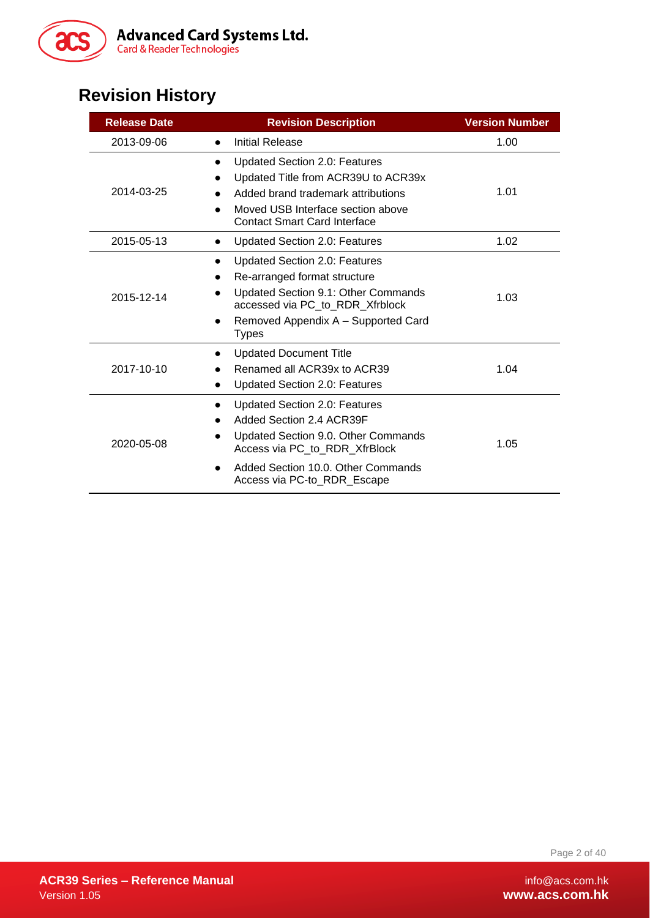# Revision History

| Release Date | Revision Description | Version Number |
| --- | --- | --- |
| 2013-09-06 | • Initial Release | 1.00 |
| 2014-03-25 | • Updated Section 2.0: Features<br>• Updated Title from ACR39U to ACR39x<br>• Added brand trademark attributions<br>• Moved USB Interface section above Contact Smart Card Interface | 1.01 |
| 2015-05-13 | • Updated Section 2.0: Features | 1.02 |
| 2015-12-14 | • Updated Section 2.0: Features<br>• Re-arranged format structure<br>• Updated Section 9.1: Other Commands accessed via PC_to_RDR_Xfrblock<br>• Removed Appendix A – Supported Card Types | 1.03 |
| 2017-10-10 | • Updated Document Title<br>• Renamed all ACR39x to ACR39<br>• Updated Section 2.0: Features | 1.04 |
| 2020-05-08 | • Updated Section 2.0: Features<br>• Added Section 2.4 ACR39F<br>• Updated Section 9.0. Other Commands Access via PC_to_RDR_XfrBlock<br>• Added Section 10.0. Other Commands Access via PC-to_RDR_Escape | 1.05 |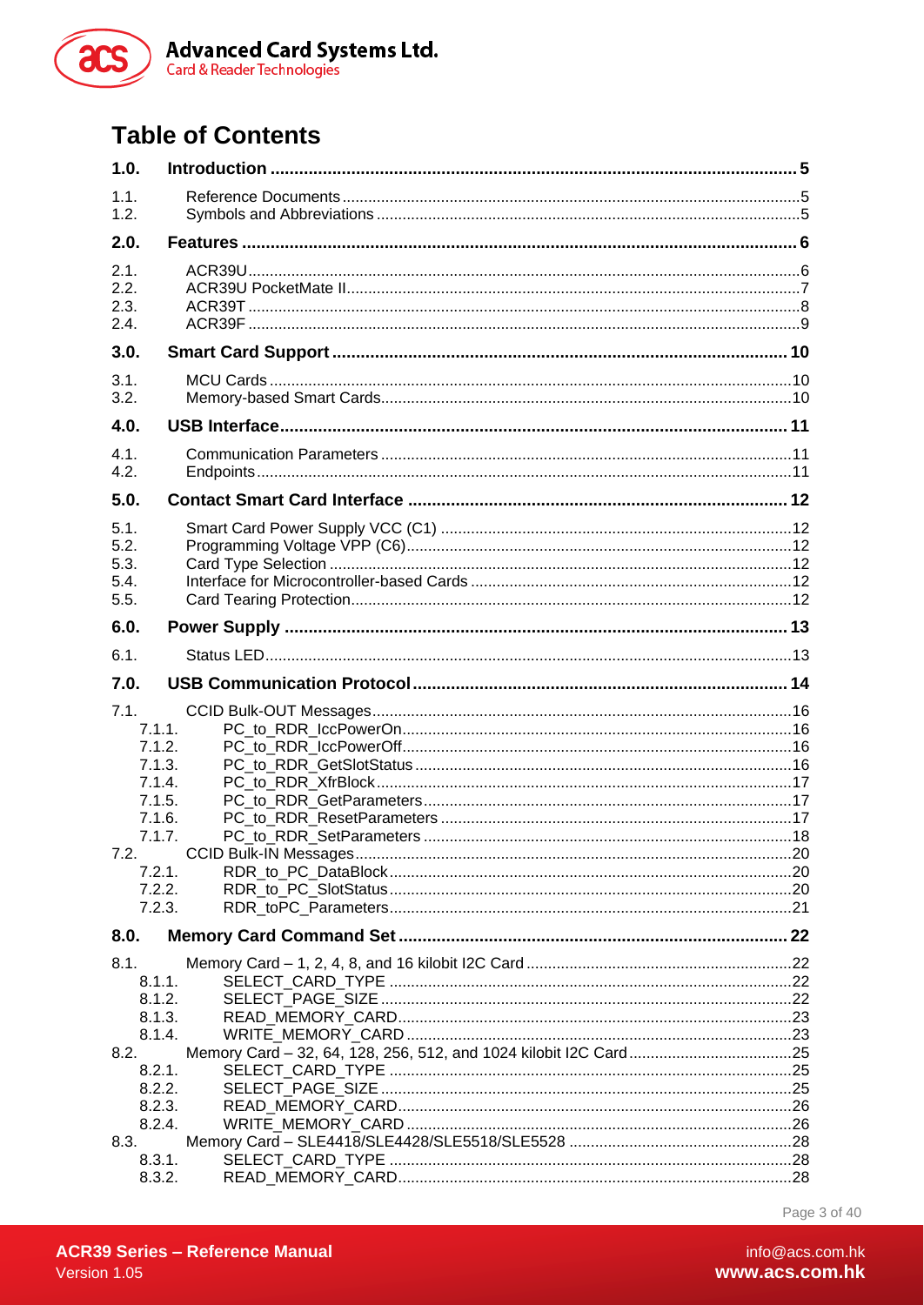# Table of Contents

**1.0. Introduction ... 5**

1.1. Reference Documents ... 5
1.2. Symbols and Abbreviations ... 5

**2.0. Features ... 6**

2.1. ACR39U ... 6
2.2. ACR39U PocketMate II ... 7
2.3. ACR39T ... 8
2.4. ACR39F ... 9

**3.0. Smart Card Support ... 10**

3.1. MCU Cards ... 10
3.2. Memory-based Smart Cards ... 10

**4.0. USB Interface ... 11**

4.1. Communication Parameters ... 11
4.2. Endpoints ... 11

**5.0. Contact Smart Card Interface ... 12**

5.1. Smart Card Power Supply VCC (C1) ... 12
5.2. Programming Voltage VPP (C6) ... 12
5.3. Card Type Selection ... 12
5.4. Interface for Microcontroller-based Cards ... 12
5.5. Card Tearing Protection ... 12

**6.0. Power Supply ... 13**

6.1. Status LED ... 13

**7.0. USB Communication Protocol ... 14**

7.1. CCID Bulk-OUT Messages ... 16
- 7.1.1. PC_to_RDR_IccPowerOn ... 16
- 7.1.2. PC_to_RDR_IccPowerOff ... 16
- 7.1.3. PC_to_RDR_GetSlotStatus ... 16
- 7.1.4. PC_to_RDR_XfrBlock ... 17
- 7.1.5. PC_to_RDR_GetParameters ... 17
- 7.1.6. PC_to_RDR_ResetParameters ... 17
- 7.1.7. PC_to_RDR_SetParameters ... 18

7.2. CCID Bulk-IN Messages ... 20
- 7.2.1. RDR_to_PC_DataBlock ... 20
- 7.2.2. RDR_to_PC_SlotStatus ... 20
- 7.2.3. RDR_toPC_Parameters ... 21

**8.0. Memory Card Command Set ... 22**

8.1. Memory Card – 1, 2, 4, 8, and 16 kilobit I2C Card ... 22
- 8.1.1. SELECT_CARD_TYPE ... 22
- 8.1.2. SELECT_PAGE_SIZE ... 22
- 8.1.3. READ_MEMORY_CARD ... 23
- 8.1.4. WRITE_MEMORY_CARD ... 23

8.2. Memory Card – 32, 64, 128, 256, 512, and 1024 kilobit I2C Card ... 25
- 8.2.1. SELECT_CARD_TYPE ... 25
- 8.2.2. SELECT_PAGE_SIZE ... 25
- 8.2.3. READ_MEMORY_CARD ... 26
- 8.2.4. WRITE_MEMORY_CARD ... 26

8.3. Memory Card – SLE4418/SLE4428/SLE5518/SLE5528 ... 28
- 8.3.1. SELECT_CARD_TYPE ... 28
- 8.3.2. READ_MEMORY_CARD ... 28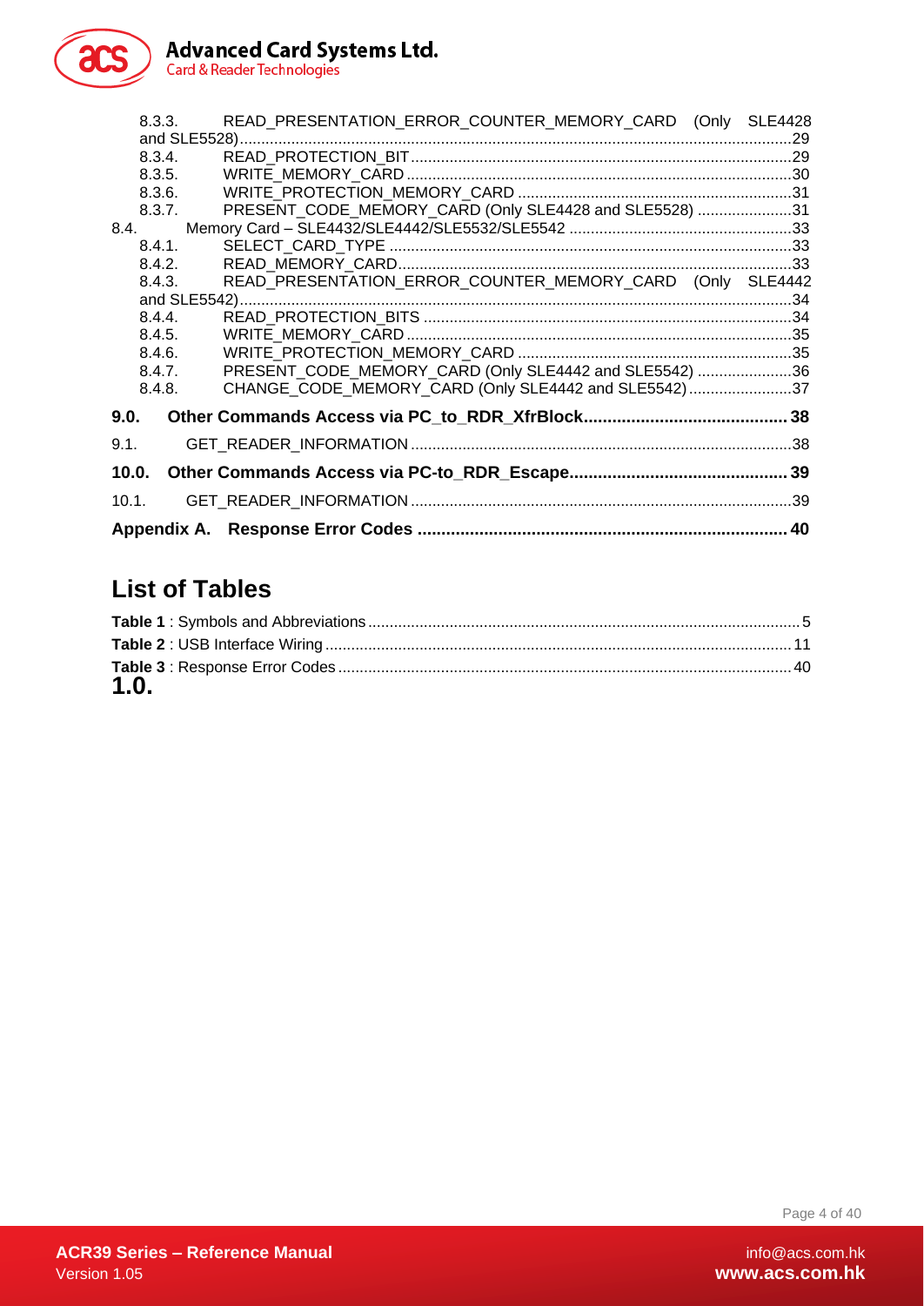8.3.3. READ_PRESENTATION_ERROR_COUNTER_MEMORY_CARD (Only SLE4428 and SLE5528) ....29
8.3.4. READ_PROTECTION_BIT ....29
8.3.5. WRITE_MEMORY_CARD ....30
8.3.6. WRITE_PROTECTION_MEMORY_CARD ....31
8.3.7. PRESENT_CODE_MEMORY_CARD (Only SLE4428 and SLE5528) ....31
8.4. Memory Card – SLE4432/SLE4442/SLE5532/SLE5542 ....33
8.4.1. SELECT_CARD_TYPE ....33
8.4.2. READ_MEMORY_CARD ....33
8.4.3. READ_PRESENTATION_ERROR_COUNTER_MEMORY_CARD (Only SLE4442 and SLE5542) ....34
8.4.4. READ_PROTECTION_BITS ....34
8.4.5. WRITE_MEMORY_CARD ....35
8.4.6. WRITE_PROTECTION_MEMORY_CARD ....35
8.4.7. PRESENT_CODE_MEMORY_CARD (Only SLE4442 and SLE5542) ....36
8.4.8. CHANGE_CODE_MEMORY_CARD (Only SLE4442 and SLE5542) ....37

**9.0. Other Commands Access via PC_to_RDR_XfrBlock .... 38**

9.1. GET_READER_INFORMATION ....38

**10.0. Other Commands Access via PC-to_RDR_Escape .... 39**

10.1. GET_READER_INFORMATION ....39

**Appendix A. Response Error Codes .... 40**

## List of Tables

**Table 1** : Symbols and Abbreviations ....5
**Table 2** : USB Interface Wiring ....11
**Table 3** : Response Error Codes ....40

**1.0.**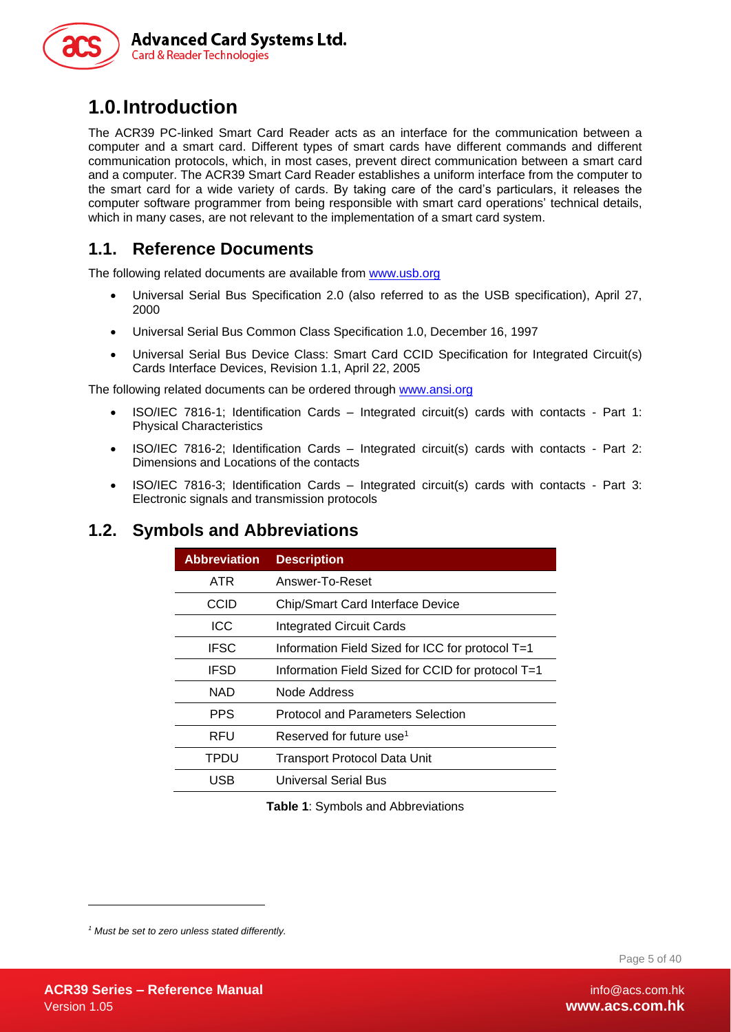# 1.0. Introduction

The ACR39 PC-linked Smart Card Reader acts as an interface for the communication between a computer and a smart card. Different types of smart cards have different commands and different communication protocols, which, in most cases, prevent direct communication between a smart card and a computer. The ACR39 Smart Card Reader establishes a uniform interface from the computer to the smart card for a wide variety of cards. By taking care of the card's particulars, it releases the computer software programmer from being responsible with smart card operations' technical details, which in many cases, are not relevant to the implementation of a smart card system.

## 1.1. Reference Documents

The following related documents are available from www.usb.org

- Universal Serial Bus Specification 2.0 (also referred to as the USB specification), April 27, 2000
- Universal Serial Bus Common Class Specification 1.0, December 16, 1997
- Universal Serial Bus Device Class: Smart Card CCID Specification for Integrated Circuit(s) Cards Interface Devices, Revision 1.1, April 22, 2005

The following related documents can be ordered through www.ansi.org

- ISO/IEC 7816-1; Identification Cards – Integrated circuit(s) cards with contacts - Part 1: Physical Characteristics
- ISO/IEC 7816-2; Identification Cards – Integrated circuit(s) cards with contacts - Part 2: Dimensions and Locations of the contacts
- ISO/IEC 7816-3; Identification Cards – Integrated circuit(s) cards with contacts - Part 3: Electronic signals and transmission protocols

## 1.2. Symbols and Abbreviations

| Abbreviation | Description |
|---|---|
| ATR | Answer-To-Reset |
| CCID | Chip/Smart Card Interface Device |
| ICC | Integrated Circuit Cards |
| IFSC | Information Field Sized for ICC for protocol T=1 |
| IFSD | Information Field Sized for CCID for protocol T=1 |
| NAD | Node Address |
| PPS | Protocol and Parameters Selection |
| RFU | Reserved for future use[1] |
| TPDU | Transport Protocol Data Unit |
| USB | Universal Serial Bus |

**Table 1**: Symbols and Abbreviations

[1] *Must be set to zero unless stated differently.*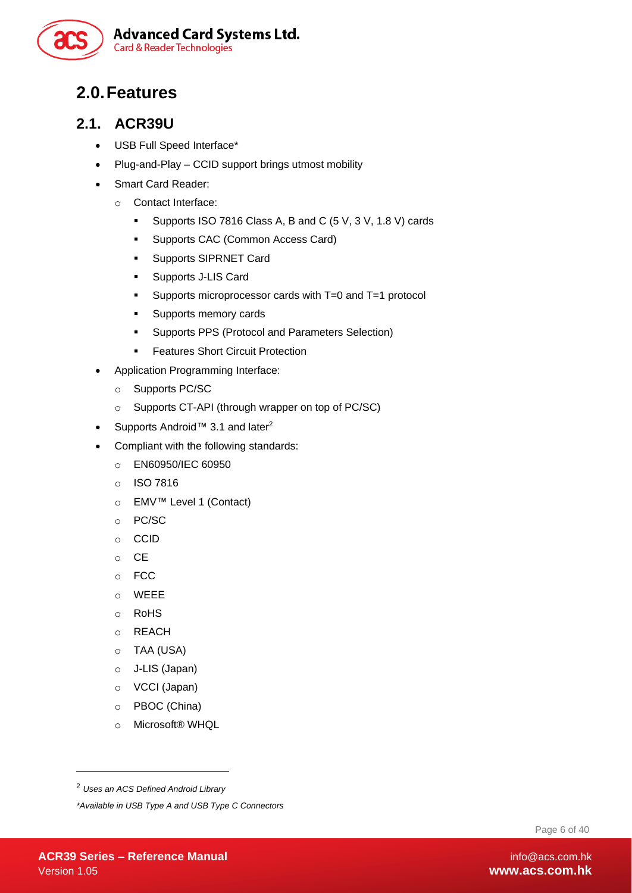# 2.0. Features

## 2.1. ACR39U

- USB Full Speed Interface*
- Plug-and-Play – CCID support brings utmost mobility
- Smart Card Reader:
  - Contact Interface:
    - Supports ISO 7816 Class A, B and C (5 V, 3 V, 1.8 V) cards
    - Supports CAC (Common Access Card)
    - Supports SIPRNET Card
    - Supports J-LIS Card
    - Supports microprocessor cards with T=0 and T=1 protocol
    - Supports memory cards
    - Supports PPS (Protocol and Parameters Selection)
    - Features Short Circuit Protection
- Application Programming Interface:
  - Supports PC/SC
  - Supports CT-API (through wrapper on top of PC/SC)
- Supports Android™ 3.1 and later[2]
- Compliant with the following standards:
  - EN60950/IEC 60950
  - ISO 7816
  - EMV™ Level 1 (Contact)
  - PC/SC
  - CCID
  - CE
  - FCC
  - WEEE
  - RoHS
  - REACH
  - TAA (USA)
  - J-LIS (Japan)
  - VCCI (Japan)
  - PBOC (China)
  - Microsoft® WHQL

---

[2] *Uses an ACS Defined Android Library*

*\*Available in USB Type A and USB Type C Connectors*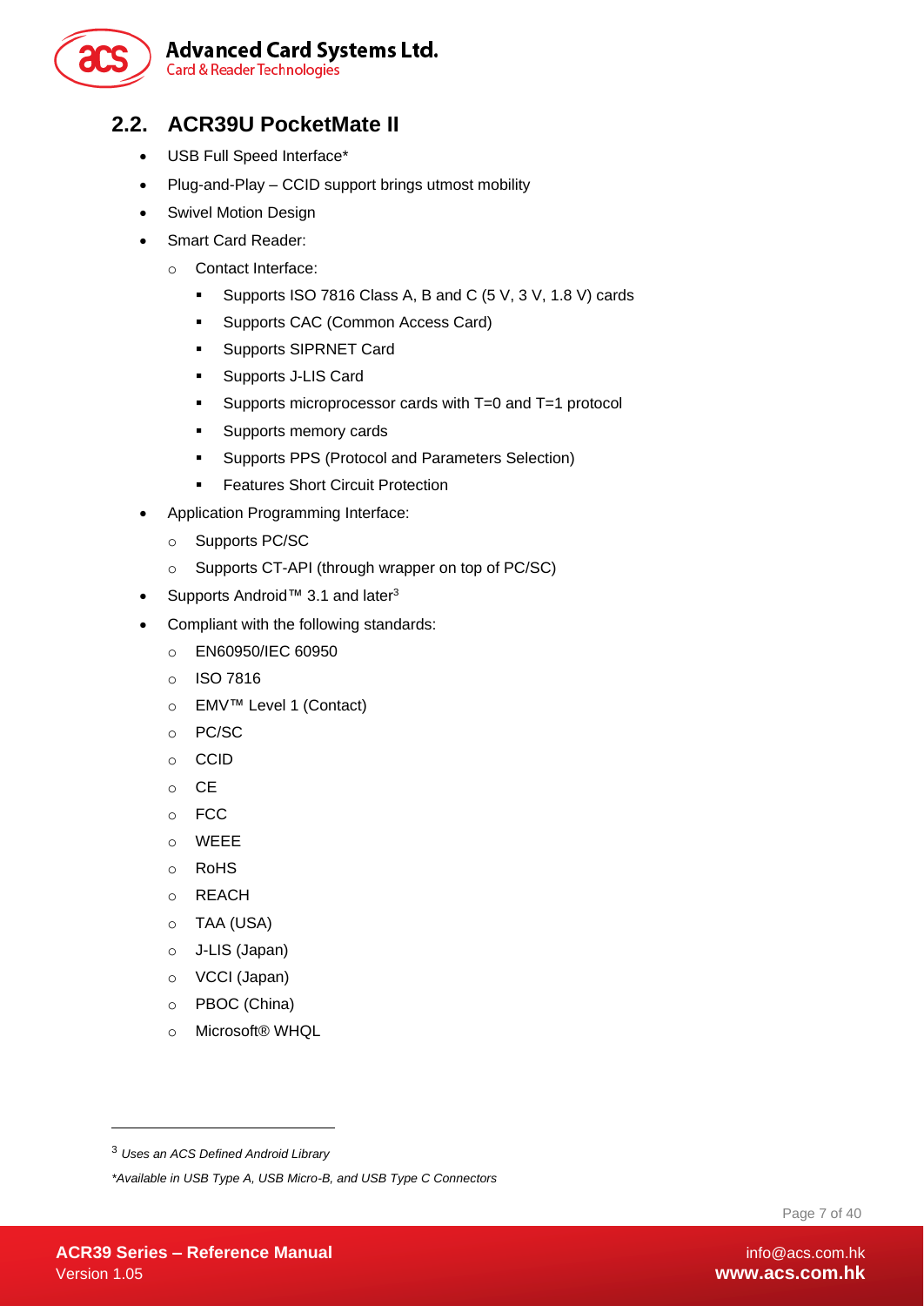## 2.2. ACR39U PocketMate II

- USB Full Speed Interface*
- Plug-and-Play – CCID support brings utmost mobility
- Swivel Motion Design
- Smart Card Reader:
    - Contact Interface:
        - Supports ISO 7816 Class A, B and C (5 V, 3 V, 1.8 V) cards
        - Supports CAC (Common Access Card)
        - Supports SIPRNET Card
        - Supports J-LIS Card
        - Supports microprocessor cards with T=0 and T=1 protocol
        - Supports memory cards
        - Supports PPS (Protocol and Parameters Selection)
        - Features Short Circuit Protection
- Application Programming Interface:
    - Supports PC/SC
    - Supports CT-API (through wrapper on top of PC/SC)
- Supports Android™ 3.1 and later[3]
- Compliant with the following standards:
    - EN60950/IEC 60950
    - ISO 7816
    - EMV™ Level 1 (Contact)
    - PC/SC
    - CCID
    - CE
    - FCC
    - WEEE
    - RoHS
    - REACH
    - TAA (USA)
    - J-LIS (Japan)
    - VCCI (Japan)
    - PBOC (China)
    - Microsoft® WHQL

---

[3] *Uses an ACS Defined Android Library*

**Available in USB Type A, USB Micro-B, and USB Type C Connectors*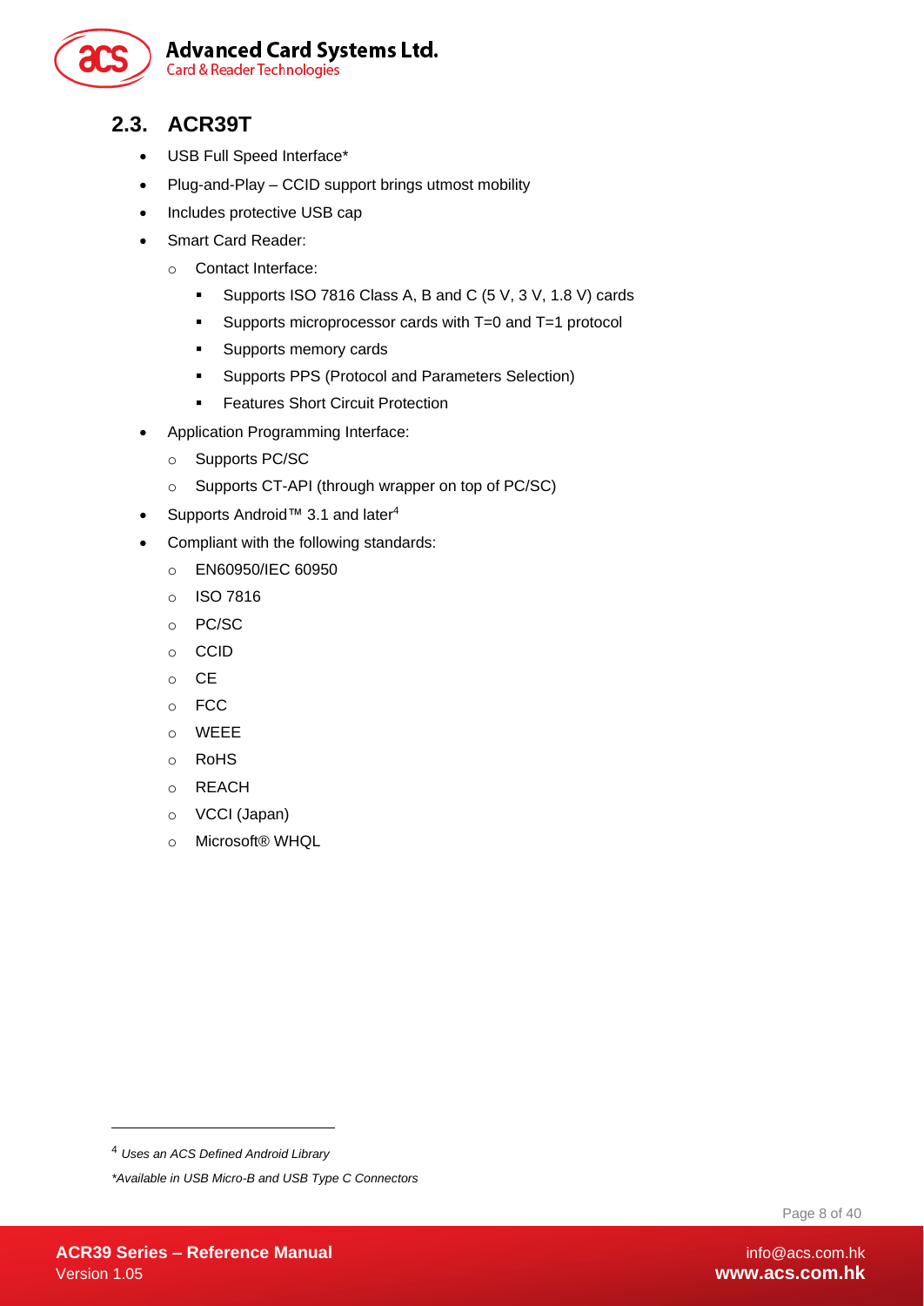## 2.3. ACR39T

- USB Full Speed Interface*
- Plug-and-Play – CCID support brings utmost mobility
- Includes protective USB cap
- Smart Card Reader:
  - Contact Interface:
    - Supports ISO 7816 Class A, B and C (5 V, 3 V, 1.8 V) cards
    - Supports microprocessor cards with T=0 and T=1 protocol
    - Supports memory cards
    - Supports PPS (Protocol and Parameters Selection)
    - Features Short Circuit Protection
- Application Programming Interface:
  - Supports PC/SC
  - Supports CT-API (through wrapper on top of PC/SC)
- Supports Android™ 3.1 and later[4]
- Compliant with the following standards:
  - EN60950/IEC 60950
  - ISO 7816
  - PC/SC
  - CCID
  - CE
  - FCC
  - WEEE
  - RoHS
  - REACH
  - VCCI (Japan)
  - Microsoft® WHQL

---

[4] *Uses an ACS Defined Android Library*

**Available in USB Micro-B and USB Type C Connectors*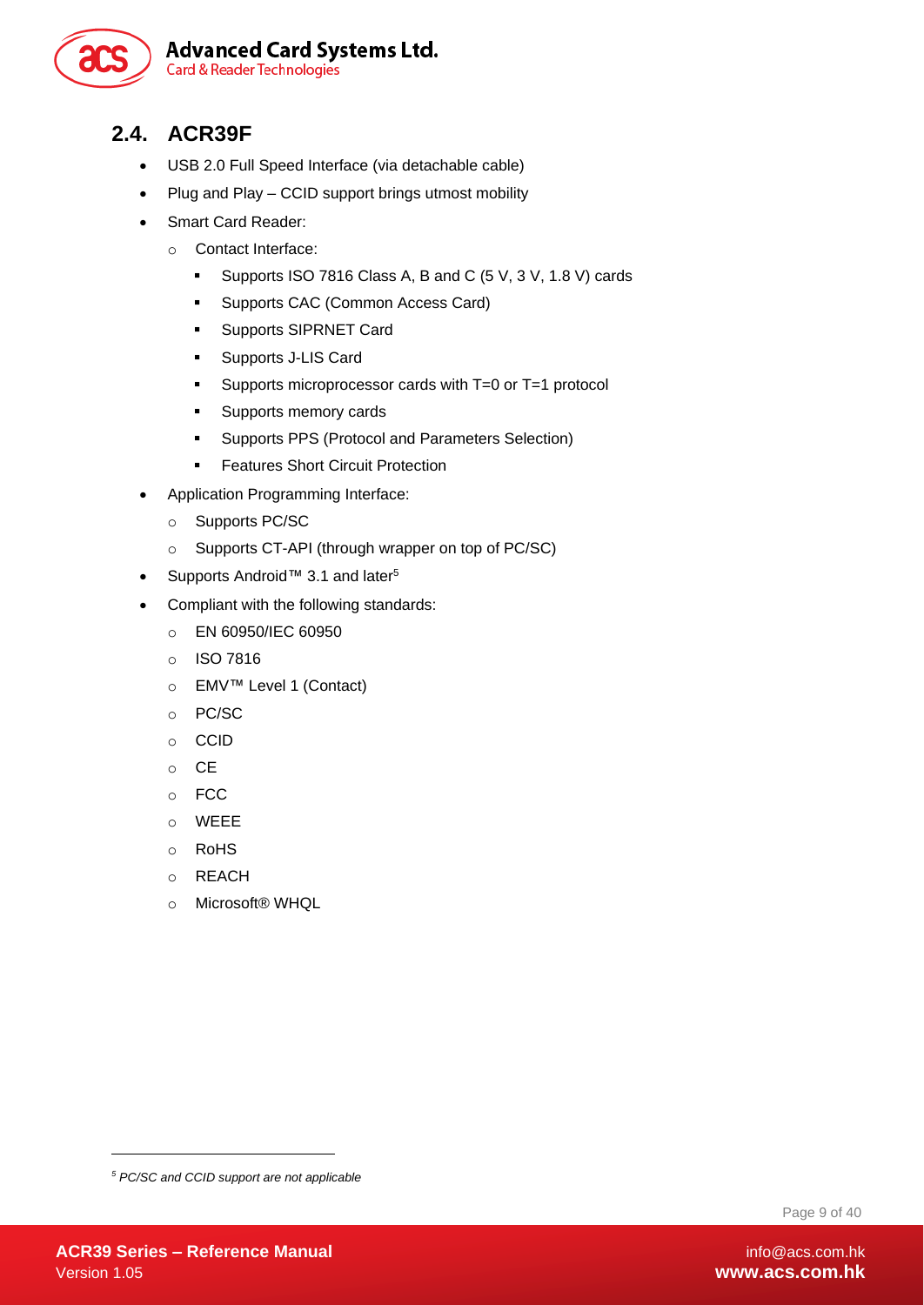## 2.4. ACR39F

- USB 2.0 Full Speed Interface (via detachable cable)
- Plug and Play – CCID support brings utmost mobility
- Smart Card Reader:
  - Contact Interface:
    - Supports ISO 7816 Class A, B and C (5 V, 3 V, 1.8 V) cards
    - Supports CAC (Common Access Card)
    - Supports SIPRNET Card
    - Supports J-LIS Card
    - Supports microprocessor cards with T=0 or T=1 protocol
    - Supports memory cards
    - Supports PPS (Protocol and Parameters Selection)
    - Features Short Circuit Protection
- Application Programming Interface:
  - Supports PC/SC
  - Supports CT-API (through wrapper on top of PC/SC)
- Supports Android™ 3.1 and later[5]
- Compliant with the following standards:
  - EN 60950/IEC 60950
  - ISO 7816
  - EMV™ Level 1 (Contact)
  - PC/SC
  - CCID
  - CE
  - FCC
  - WEEE
  - RoHS
  - REACH
  - Microsoft® WHQL

---

[5] *PC/SC and CCID support are not applicable*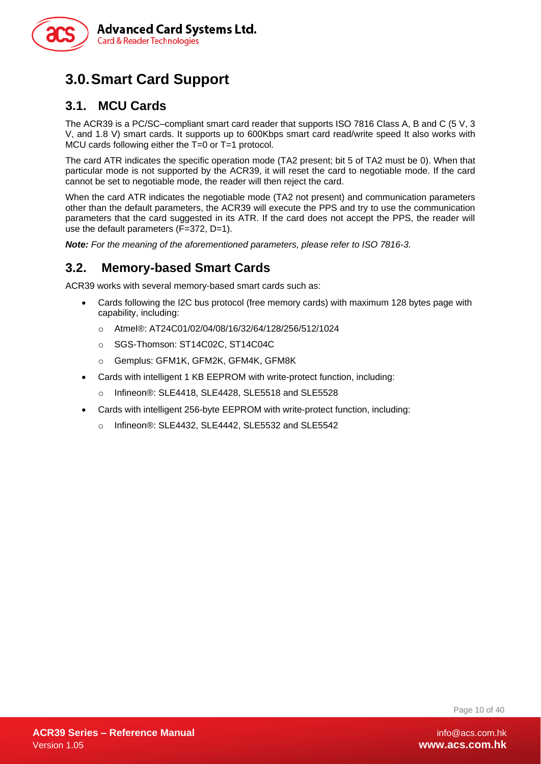# 3.0. Smart Card Support

## 3.1. MCU Cards

The ACR39 is a PC/SC–compliant smart card reader that supports ISO 7816 Class A, B and C (5 V, 3 V, and 1.8 V) smart cards. It supports up to 600Kbps smart card read/write speed It also works with MCU cards following either the T=0 or T=1 protocol.

The card ATR indicates the specific operation mode (TA2 present; bit 5 of TA2 must be 0). When that particular mode is not supported by the ACR39, it will reset the card to negotiable mode. If the card cannot be set to negotiable mode, the reader will then reject the card.

When the card ATR indicates the negotiable mode (TA2 not present) and communication parameters other than the default parameters, the ACR39 will execute the PPS and try to use the communication parameters that the card suggested in its ATR. If the card does not accept the PPS, the reader will use the default parameters (F=372, D=1).

***Note:*** *For the meaning of the aforementioned parameters, please refer to ISO 7816-3.*

## 3.2. Memory-based Smart Cards

ACR39 works with several memory-based smart cards such as:

- Cards following the I2C bus protocol (free memory cards) with maximum 128 bytes page with capability, including:
  - Atmel®: AT24C01/02/04/08/16/32/64/128/256/512/1024
  - SGS-Thomson: ST14C02C, ST14C04C
  - Gemplus: GFM1K, GFM2K, GFM4K, GFM8K
- Cards with intelligent 1 KB EEPROM with write-protect function, including:
  - Infineon®: SLE4418, SLE4428, SLE5518 and SLE5528
- Cards with intelligent 256-byte EEPROM with write-protect function, including:
  - Infineon®: SLE4432, SLE4442, SLE5532 and SLE5542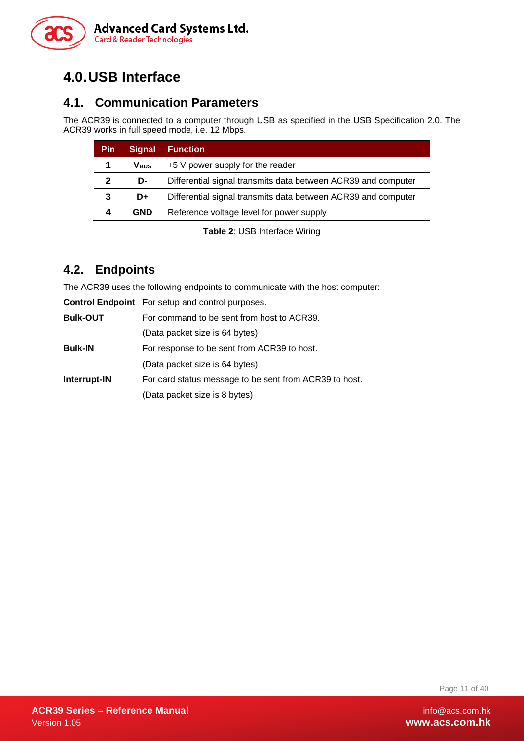# 4.0. USB Interface

## 4.1. Communication Parameters

The ACR39 is connected to a computer through USB as specified in the USB Specification 2.0. The ACR39 works in full speed mode, i.e. 12 Mbps.

| Pin | Signal | Function |
|---|---|---|
| **1** | $V_{BUS}$ | +5 V power supply for the reader |
| **2** | **D-** | Differential signal transmits data between ACR39 and computer |
| **3** | **D+** | Differential signal transmits data between ACR39 and computer |
| **4** | **GND** | Reference voltage level for power supply |

**Table 2**: USB Interface Wiring

## 4.2. Endpoints

The ACR39 uses the following endpoints to communicate with the host computer:

**Control Endpoint** For setup and control purposes.

**Bulk-OUT** For command to be sent from host to ACR39.
(Data packet size is 64 bytes)

**Bulk-IN** For response to be sent from ACR39 to host.
(Data packet size is 64 bytes)

**Interrupt-IN** For card status message to be sent from ACR39 to host.
(Data packet size is 8 bytes)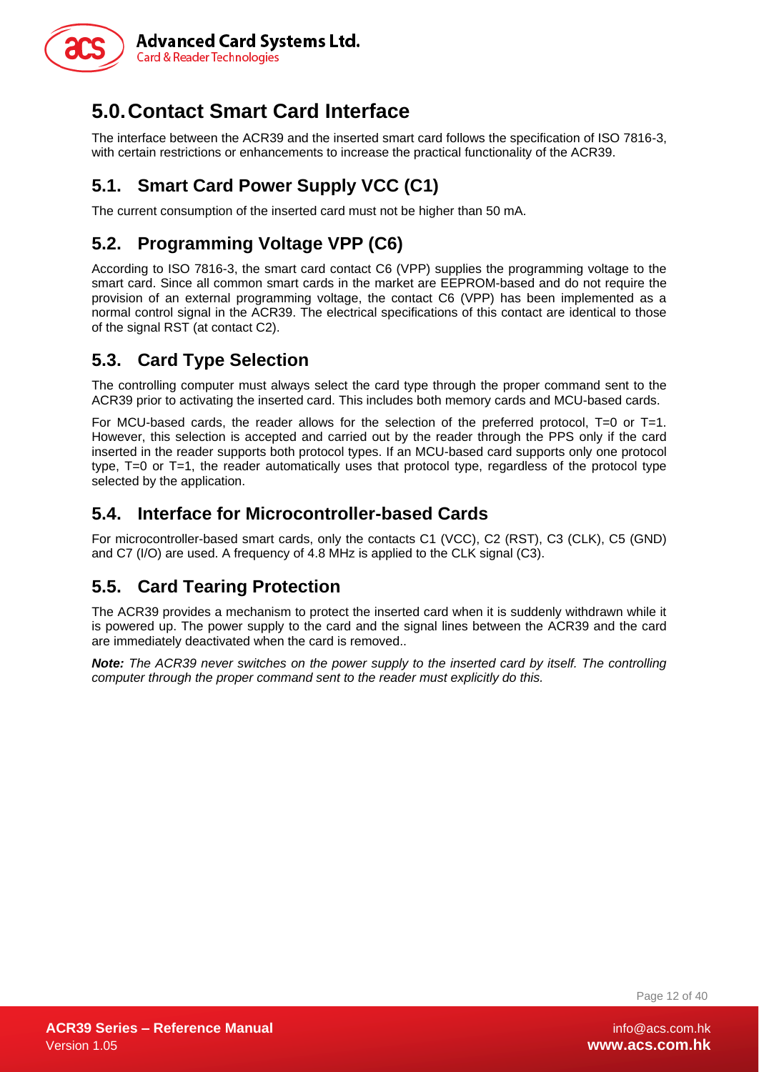# 5.0. Contact Smart Card Interface

The interface between the ACR39 and the inserted smart card follows the specification of ISO 7816-3, with certain restrictions or enhancements to increase the practical functionality of the ACR39.

## 5.1. Smart Card Power Supply VCC (C1)

The current consumption of the inserted card must not be higher than 50 mA.

## 5.2. Programming Voltage VPP (C6)

According to ISO 7816-3, the smart card contact C6 (VPP) supplies the programming voltage to the smart card. Since all common smart cards in the market are EEPROM-based and do not require the provision of an external programming voltage, the contact C6 (VPP) has been implemented as a normal control signal in the ACR39. The electrical specifications of this contact are identical to those of the signal RST (at contact C2).

## 5.3. Card Type Selection

The controlling computer must always select the card type through the proper command sent to the ACR39 prior to activating the inserted card. This includes both memory cards and MCU-based cards.

For MCU-based cards, the reader allows for the selection of the preferred protocol, T=0 or T=1. However, this selection is accepted and carried out by the reader through the PPS only if the card inserted in the reader supports both protocol types. If an MCU-based card supports only one protocol type, T=0 or T=1, the reader automatically uses that protocol type, regardless of the protocol type selected by the application.

## 5.4. Interface for Microcontroller-based Cards

For microcontroller-based smart cards, only the contacts C1 (VCC), C2 (RST), C3 (CLK), C5 (GND) and C7 (I/O) are used. A frequency of 4.8 MHz is applied to the CLK signal (C3).

## 5.5. Card Tearing Protection

The ACR39 provides a mechanism to protect the inserted card when it is suddenly withdrawn while it is powered up. The power supply to the card and the signal lines between the ACR39 and the card are immediately deactivated when the card is removed..

***Note:*** *The ACR39 never switches on the power supply to the inserted card by itself. The controlling computer through the proper command sent to the reader must explicitly do this.*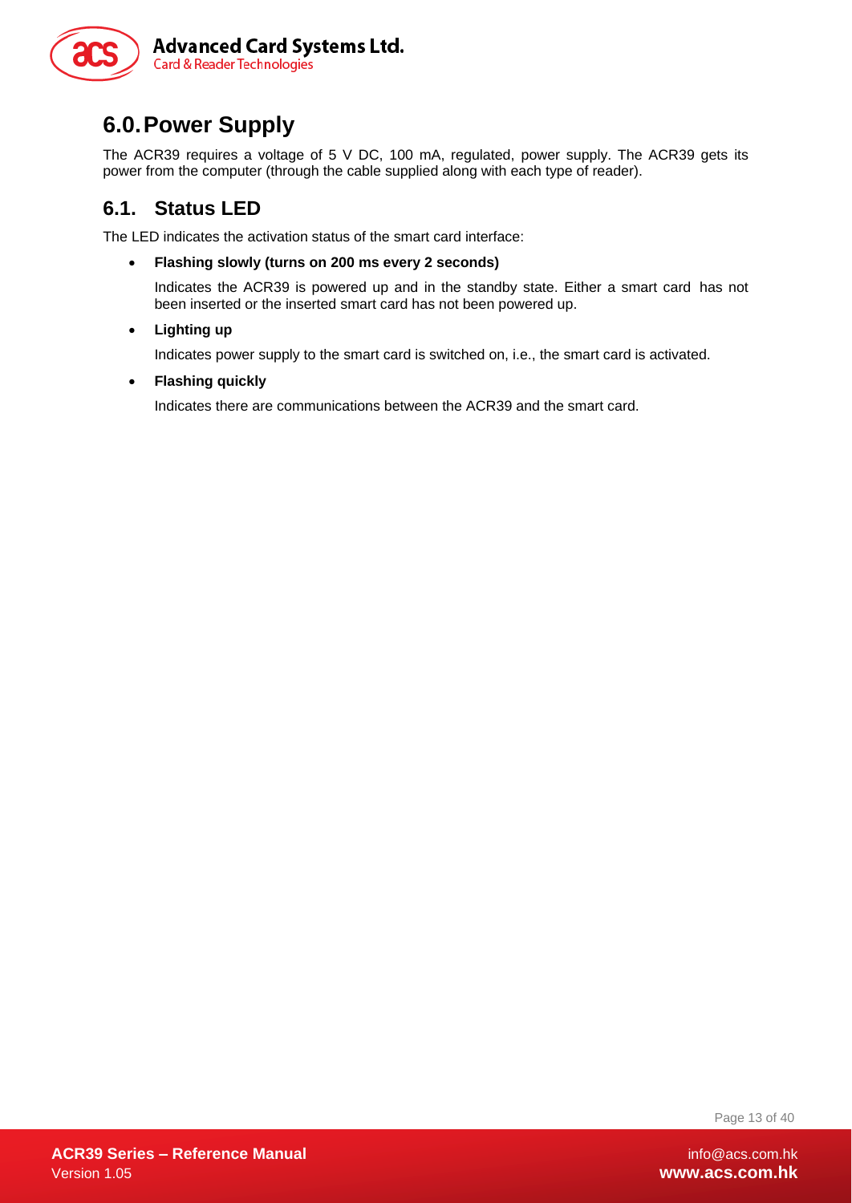# 6.0. Power Supply

The ACR39 requires a voltage of 5 V DC, 100 mA, regulated, power supply. The ACR39 gets its power from the computer (through the cable supplied along with each type of reader).

## 6.1. Status LED

The LED indicates the activation status of the smart card interface:

- **Flashing slowly (turns on 200 ms every 2 seconds)**

  Indicates the ACR39 is powered up and in the standby state. Either a smart card has not been inserted or the inserted smart card has not been powered up.

- **Lighting up**

  Indicates power supply to the smart card is switched on, i.e., the smart card is activated.

- **Flashing quickly**

  Indicates there are communications between the ACR39 and the smart card.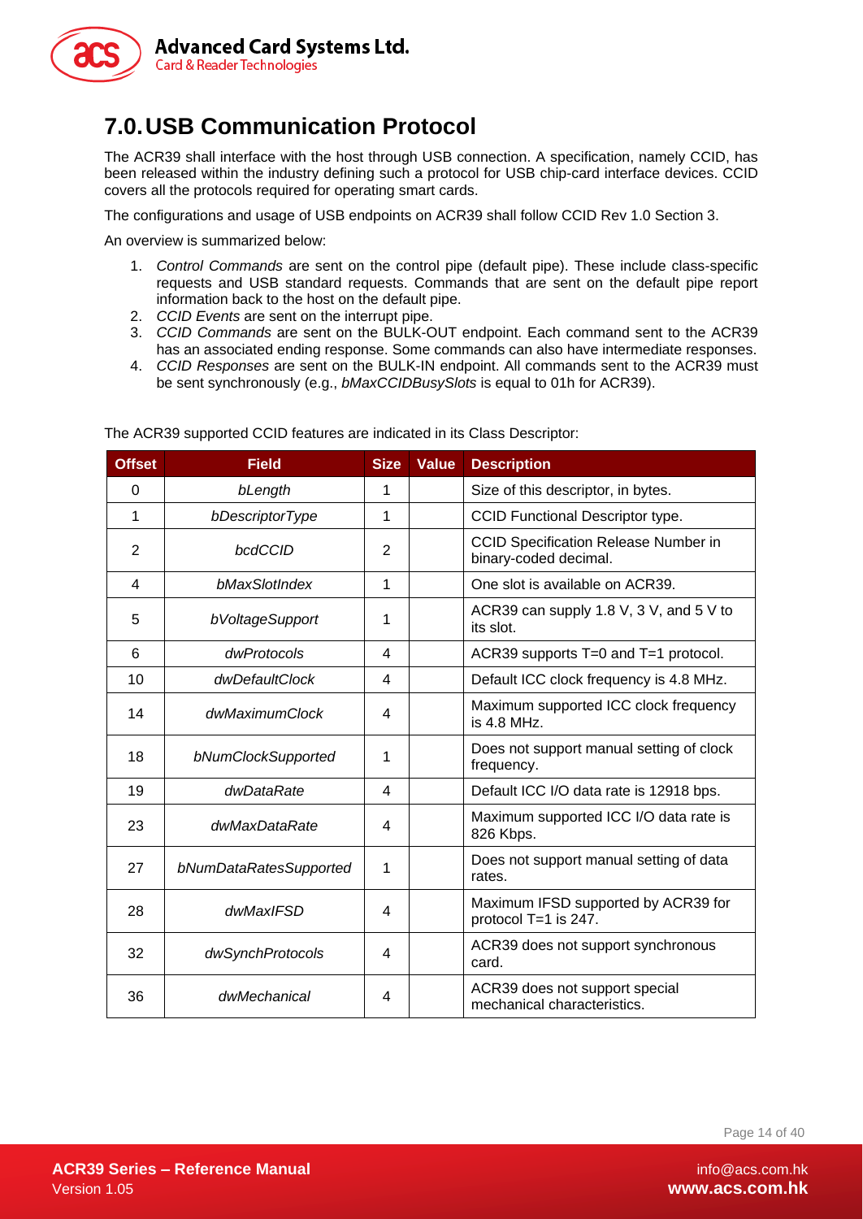# 7.0. USB Communication Protocol

The ACR39 shall interface with the host through USB connection. A specification, namely CCID, has been released within the industry defining such a protocol for USB chip-card interface devices. CCID covers all the protocols required for operating smart cards.

The configurations and usage of USB endpoints on ACR39 shall follow CCID Rev 1.0 Section 3.

An overview is summarized below:

1. *Control Commands* are sent on the control pipe (default pipe). These include class-specific requests and USB standard requests. Commands that are sent on the default pipe report information back to the host on the default pipe.
2. *CCID Events* are sent on the interrupt pipe.
3. *CCID Commands* are sent on the BULK-OUT endpoint. Each command sent to the ACR39 has an associated ending response. Some commands can also have intermediate responses.
4. *CCID Responses* are sent on the BULK-IN endpoint. All commands sent to the ACR39 must be sent synchronously (e.g., *bMaxCCIDBusySlots* is equal to 01h for ACR39).

The ACR39 supported CCID features are indicated in its Class Descriptor:

| Offset | Field | Size | Value | Description |
|---|---|---|---|---|
| 0 | *bLength* | 1 | | Size of this descriptor, in bytes. |
| 1 | *bDescriptorType* | 1 | | CCID Functional Descriptor type. |
| 2 | *bcdCCID* | 2 | | CCID Specification Release Number in binary-coded decimal. |
| 4 | *bMaxSlotIndex* | 1 | | One slot is available on ACR39. |
| 5 | *bVoltageSupport* | 1 | | ACR39 can supply 1.8 V, 3 V, and 5 V to its slot. |
| 6 | *dwProtocols* | 4 | | ACR39 supports T=0 and T=1 protocol. |
| 10 | *dwDefaultClock* | 4 | | Default ICC clock frequency is 4.8 MHz. |
| 14 | *dwMaximumClock* | 4 | | Maximum supported ICC clock frequency is 4.8 MHz. |
| 18 | *bNumClockSupported* | 1 | | Does not support manual setting of clock frequency. |
| 19 | *dwDataRate* | 4 | | Default ICC I/O data rate is 12918 bps. |
| 23 | *dwMaxDataRate* | 4 | | Maximum supported ICC I/O data rate is 826 Kbps. |
| 27 | *bNumDataRatesSupported* | 1 | | Does not support manual setting of data rates. |
| 28 | *dwMaxIFSD* | 4 | | Maximum IFSD supported by ACR39 for protocol T=1 is 247. |
| 32 | *dwSynchProtocols* | 4 | | ACR39 does not support synchronous card. |
| 36 | *dwMechanical* | 4 | | ACR39 does not support special mechanical characteristics. |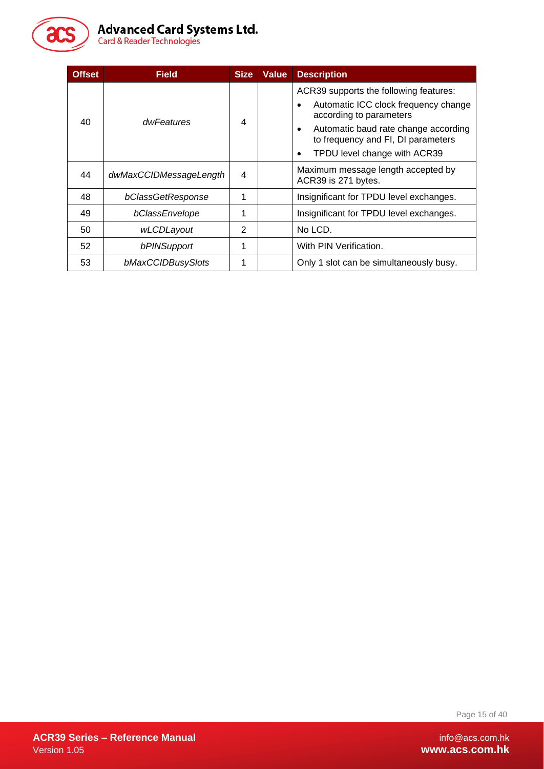| Offset | Field | Size | Value | Description |
|---|---|---|---|---|
| 40 | *dwFeatures* | 4 | | ACR39 supports the following features:<br>• Automatic ICC clock frequency change according to parameters<br>• Automatic baud rate change according to frequency and FI, DI parameters<br>• TPDU level change with ACR39 |
| 44 | *dwMaxCCIDMessageLength* | 4 | | Maximum message length accepted by ACR39 is 271 bytes. |
| 48 | *bClassGetResponse* | 1 | | Insignificant for TPDU level exchanges. |
| 49 | *bClassEnvelope* | 1 | | Insignificant for TPDU level exchanges. |
| 50 | *wLCDLayout* | 2 | | No LCD. |
| 52 | *bPINSupport* | 1 | | With PIN Verification. |
| 53 | *bMaxCCIDBusySlots* | 1 | | Only 1 slot can be simultaneously busy. |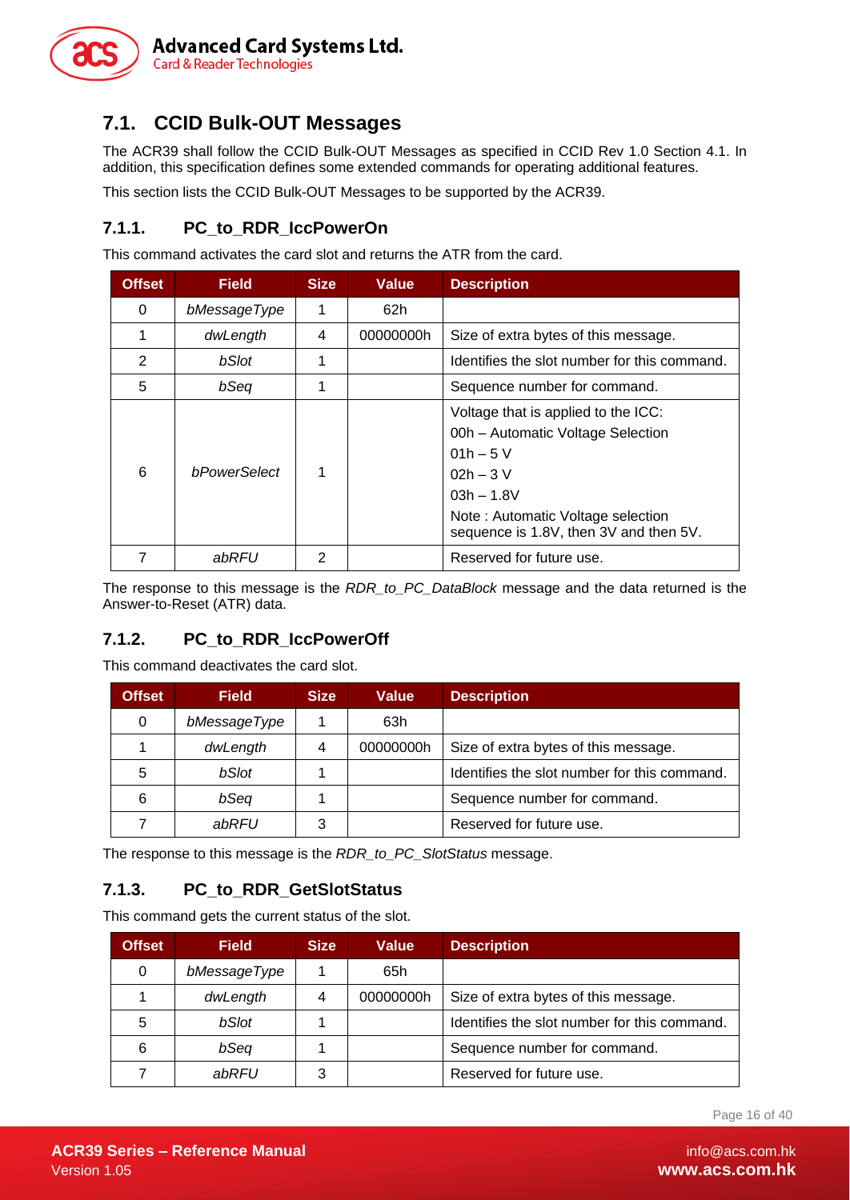## 7.1. CCID Bulk-OUT Messages

The ACR39 shall follow the CCID Bulk-OUT Messages as specified in CCID Rev 1.0 Section 4.1. In addition, this specification defines some extended commands for operating additional features.

This section lists the CCID Bulk-OUT Messages to be supported by the ACR39.

### 7.1.1. PC_to_RDR_IccPowerOn

This command activates the card slot and returns the ATR from the card.

| Offset | Field | Size | Value | Description |
|---|---|---|---|---|
| 0 | *bMessageType* | 1 | 62h | |
| 1 | *dwLength* | 4 | 00000000h | Size of extra bytes of this message. |
| 2 | *bSlot* | 1 | | Identifies the slot number for this command. |
| 5 | *bSeq* | 1 | | Sequence number for command. |
| 6 | *bPowerSelect* | 1 | | Voltage that is applied to the ICC:<br>00h – Automatic Voltage Selection<br>01h – 5 V<br>02h – 3 V<br>03h – 1.8V<br>Note : Automatic Voltage selection sequence is 1.8V, then 3V and then 5V. |
| 7 | *abRFU* | 2 | | Reserved for future use. |

The response to this message is the *RDR_to_PC_DataBlock* message and the data returned is the Answer-to-Reset (ATR) data.

### 7.1.2. PC_to_RDR_IccPowerOff

This command deactivates the card slot.

| Offset | Field | Size | Value | Description |
|---|---|---|---|---|
| 0 | *bMessageType* | 1 | 63h | |
| 1 | *dwLength* | 4 | 00000000h | Size of extra bytes of this message. |
| 5 | *bSlot* | 1 | | Identifies the slot number for this command. |
| 6 | *bSeq* | 1 | | Sequence number for command. |
| 7 | *abRFU* | 3 | | Reserved for future use. |

The response to this message is the *RDR_to_PC_SlotStatus* message.

### 7.1.3. PC_to_RDR_GetSlotStatus

This command gets the current status of the slot.

| Offset | Field | Size | Value | Description |
|---|---|---|---|---|
| 0 | *bMessageType* | 1 | 65h | |
| 1 | *dwLength* | 4 | 00000000h | Size of extra bytes of this message. |
| 5 | *bSlot* | 1 | | Identifies the slot number for this command. |
| 6 | *bSeq* | 1 | | Sequence number for command. |
| 7 | *abRFU* | 3 | | Reserved for future use. |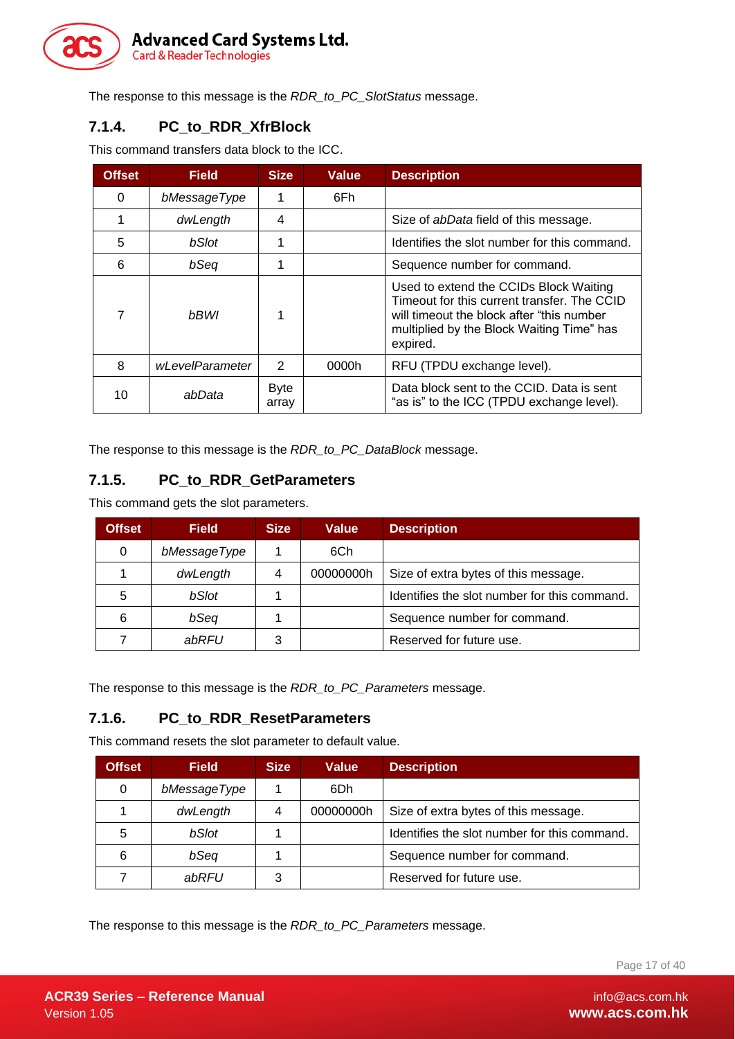The response to this message is the *RDR_to_PC_SlotStatus* message.

### 7.1.4. PC_to_RDR_XfrBlock

This command transfers data block to the ICC.

| Offset | Field | Size | Value | Description |
|---|---|---|---|---|
| 0 | *bMessageType* | 1 | 6Fh | |
| 1 | *dwLength* | 4 | | Size of *abData* field of this message. |
| 5 | *bSlot* | 1 | | Identifies the slot number for this command. |
| 6 | *bSeq* | 1 | | Sequence number for command. |
| 7 | *bBWI* | 1 | | Used to extend the CCIDs Block Waiting Timeout for this current transfer. The CCID will timeout the block after "this number multiplied by the Block Waiting Time" has expired. |
| 8 | *wLevelParameter* | 2 | 0000h | RFU (TPDU exchange level). |
| 10 | *abData* | Byte array | | Data block sent to the CCID. Data is sent "as is" to the ICC (TPDU exchange level). |

The response to this message is the *RDR_to_PC_DataBlock* message.

### 7.1.5. PC_to_RDR_GetParameters

This command gets the slot parameters.

| Offset | Field | Size | Value | Description |
|---|---|---|---|---|
| 0 | *bMessageType* | 1 | 6Ch | |
| 1 | *dwLength* | 4 | 00000000h | Size of extra bytes of this message. |
| 5 | *bSlot* | 1 | | Identifies the slot number for this command. |
| 6 | *bSeq* | 1 | | Sequence number for command. |
| 7 | *abRFU* | 3 | | Reserved for future use. |

The response to this message is the *RDR_to_PC_Parameters* message.

### 7.1.6. PC_to_RDR_ResetParameters

This command resets the slot parameter to default value.

| Offset | Field | Size | Value | Description |
|---|---|---|---|---|
| 0 | *bMessageType* | 1 | 6Dh | |
| 1 | *dwLength* | 4 | 00000000h | Size of extra bytes of this message. |
| 5 | *bSlot* | 1 | | Identifies the slot number for this command. |
| 6 | *bSeq* | 1 | | Sequence number for command. |
| 7 | *abRFU* | 3 | | Reserved for future use. |

The response to this message is the *RDR_to_PC_Parameters* message.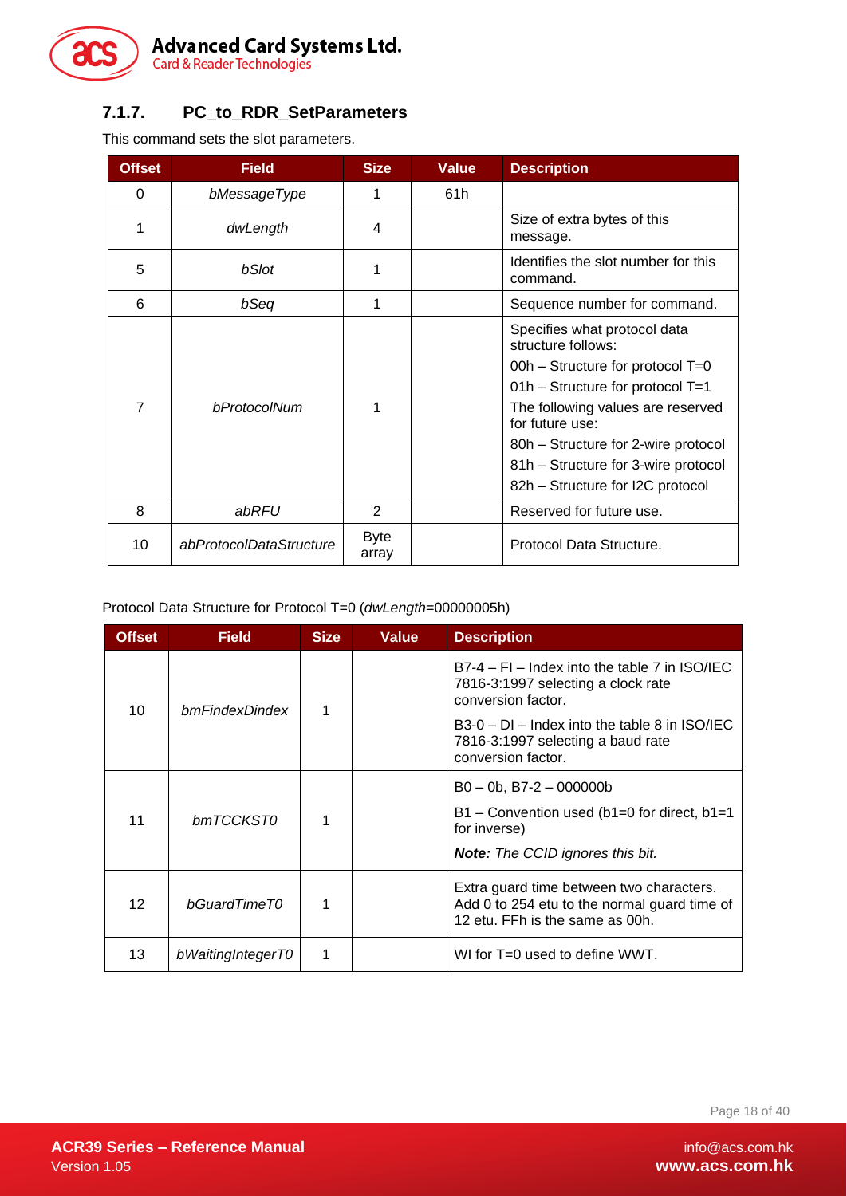### 7.1.7. PC_to_RDR_SetParameters

This command sets the slot parameters.

| Offset | Field | Size | Value | Description |
|---|---|---|---|---|
| 0 | *bMessageType* | 1 | 61h | |
| 1 | *dwLength* | 4 | | Size of extra bytes of this message. |
| 5 | *bSlot* | 1 | | Identifies the slot number for this command. |
| 6 | *bSeq* | 1 | | Sequence number for command. |
| 7 | *bProtocolNum* | 1 | | Specifies what protocol data structure follows:<br>00h – Structure for protocol T=0<br>01h – Structure for protocol T=1<br>The following values are reserved for future use:<br>80h – Structure for 2-wire protocol<br>81h – Structure for 3-wire protocol<br>82h – Structure for I2C protocol |
| 8 | *abRFU* | 2 | | Reserved for future use. |
| 10 | *abProtocolDataStructure* | Byte array | | Protocol Data Structure. |

Protocol Data Structure for Protocol T=0 (*dwLength*=00000005h)

| Offset | Field | Size | Value | Description |
|---|---|---|---|---|
| 10 | *bmFindexDindex* | 1 | | B7-4 – FI – Index into the table 7 in ISO/IEC 7816-3:1997 selecting a clock rate conversion factor.<br>B3-0 – DI – Index into the table 8 in ISO/IEC 7816-3:1997 selecting a baud rate conversion factor. |
| 11 | *bmTCCKST0* | 1 | | B0 – 0b, B7-2 – 000000b<br>B1 – Convention used (b1=0 for direct, b1=1 for inverse)<br>***Note:*** *The CCID ignores this bit.* |
| 12 | *bGuardTimeT0* | 1 | | Extra guard time between two characters. Add 0 to 254 etu to the normal guard time of 12 etu. FFh is the same as 00h. |
| 13 | *bWaitingIntegerT0* | 1 | | WI for T=0 used to define WWT. |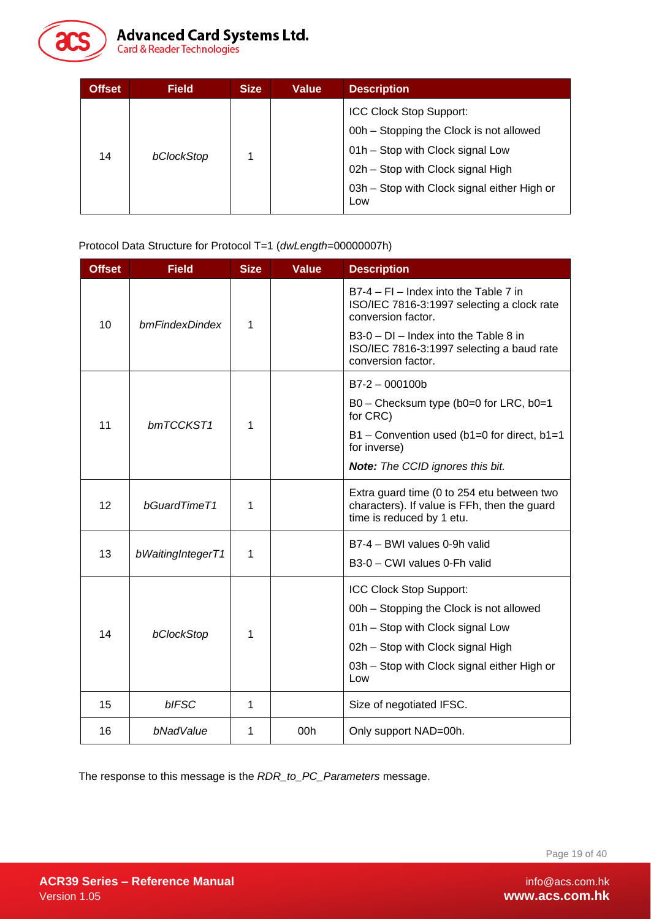| Offset | Field | Size | Value | Description |
|---|---|---|---|---|
| 14 | *bClockStop* | 1 | | ICC Clock Stop Support:<br>00h – Stopping the Clock is not allowed<br>01h – Stop with Clock signal Low<br>02h – Stop with Clock signal High<br>03h – Stop with Clock signal either High or Low |

Protocol Data Structure for Protocol T=1 (*dwLength*=00000007h)

| Offset | Field | Size | Value | Description |
|---|---|---|---|---|
| 10 | *bmFindexDindex* | 1 | | B7-4 – FI – Index into the Table 7 in ISO/IEC 7816-3:1997 selecting a clock rate conversion factor.<br>B3-0 – DI – Index into the Table 8 in ISO/IEC 7816-3:1997 selecting a baud rate conversion factor. |
| 11 | *bmTCCKST1* | 1 | | B7-2 – 000100b<br>B0 – Checksum type (b0=0 for LRC, b0=1 for CRC)<br>B1 – Convention used (b1=0 for direct, b1=1 for inverse)<br>***Note:*** *The CCID ignores this bit.* |
| 12 | *bGuardTimeT1* | 1 | | Extra guard time (0 to 254 etu between two characters). If value is FFh, then the guard time is reduced by 1 etu. |
| 13 | *bWaitingIntegerT1* | 1 | | B7-4 – BWI values 0-9h valid<br>B3-0 – CWI values 0-Fh valid |
| 14 | *bClockStop* | 1 | | ICC Clock Stop Support:<br>00h – Stopping the Clock is not allowed<br>01h – Stop with Clock signal Low<br>02h – Stop with Clock signal High<br>03h – Stop with Clock signal either High or Low |
| 15 | *bIFSC* | 1 | | Size of negotiated IFSC. |
| 16 | *bNadValue* | 1 | 00h | Only support NAD=00h. |

The response to this message is the *RDR_to_PC_Parameters* message.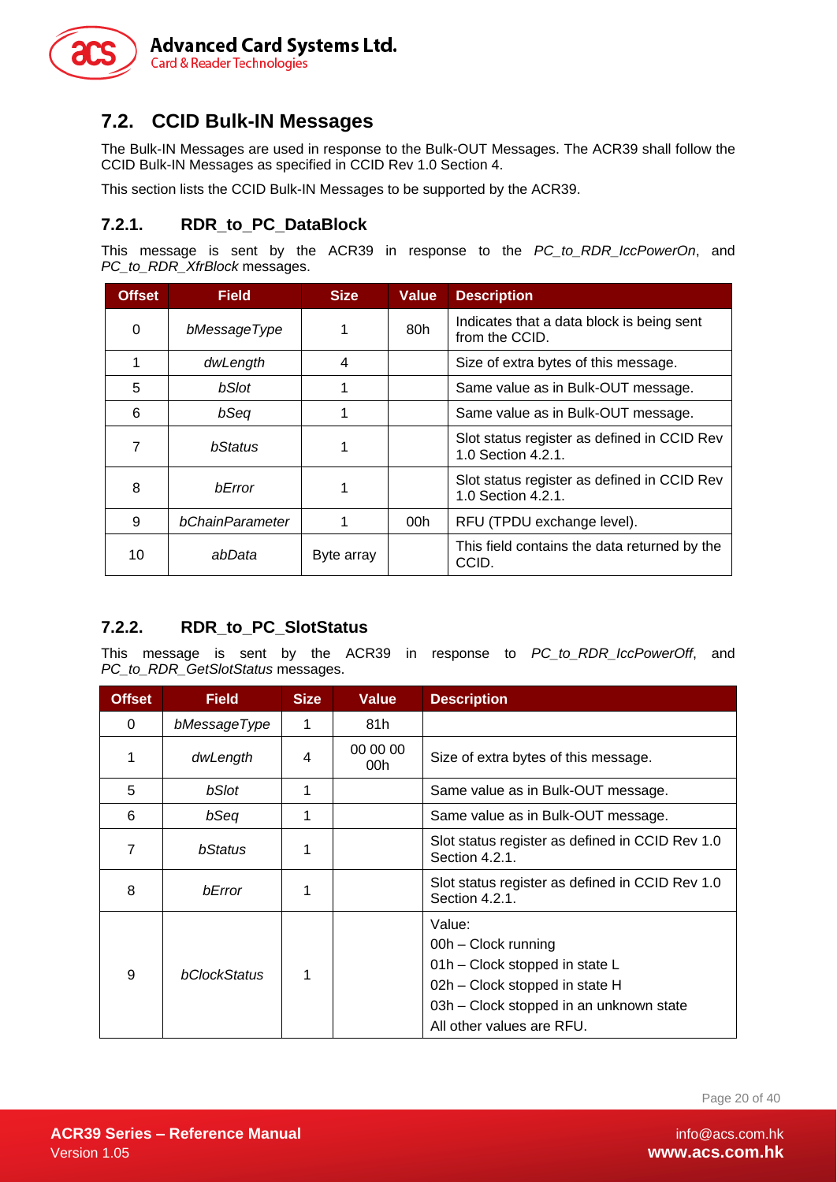## 7.2. CCID Bulk-IN Messages

The Bulk-IN Messages are used in response to the Bulk-OUT Messages. The ACR39 shall follow the CCID Bulk-IN Messages as specified in CCID Rev 1.0 Section 4.

This section lists the CCID Bulk-IN Messages to be supported by the ACR39.

### 7.2.1. RDR_to_PC_DataBlock

This message is sent by the ACR39 in response to the *PC_to_RDR_IccPowerOn*, and *PC_to_RDR_XfrBlock* messages.

| Offset | Field | Size | Value | Description |
|---|---|---|---|---|
| 0 | *bMessageType* | 1 | 80h | Indicates that a data block is being sent from the CCID. |
| 1 | *dwLength* | 4 | | Size of extra bytes of this message. |
| 5 | *bSlot* | 1 | | Same value as in Bulk-OUT message. |
| 6 | *bSeq* | 1 | | Same value as in Bulk-OUT message. |
| 7 | *bStatus* | 1 | | Slot status register as defined in CCID Rev 1.0 Section 4.2.1. |
| 8 | *bError* | 1 | | Slot status register as defined in CCID Rev 1.0 Section 4.2.1. |
| 9 | *bChainParameter* | 1 | 00h | RFU (TPDU exchange level). |
| 10 | *abData* | Byte array | | This field contains the data returned by the CCID. |

### 7.2.2. RDR_to_PC_SlotStatus

This message is sent by the ACR39 in response to *PC_to_RDR_IccPowerOff*, and *PC_to_RDR_GetSlotStatus* messages.

| Offset | Field | Size | Value | Description |
|---|---|---|---|---|
| 0 | *bMessageType* | 1 | 81h | |
| 1 | *dwLength* | 4 | 00 00 00 00h | Size of extra bytes of this message. |
| 5 | *bSlot* | 1 | | Same value as in Bulk-OUT message. |
| 6 | *bSeq* | 1 | | Same value as in Bulk-OUT message. |
| 7 | *bStatus* | 1 | | Slot status register as defined in CCID Rev 1.0 Section 4.2.1. |
| 8 | *bError* | 1 | | Slot status register as defined in CCID Rev 1.0 Section 4.2.1. |
| 9 | *bClockStatus* | 1 | | Value:<br>00h – Clock running<br>01h – Clock stopped in state L<br>02h – Clock stopped in state H<br>03h – Clock stopped in an unknown state<br>All other values are RFU. |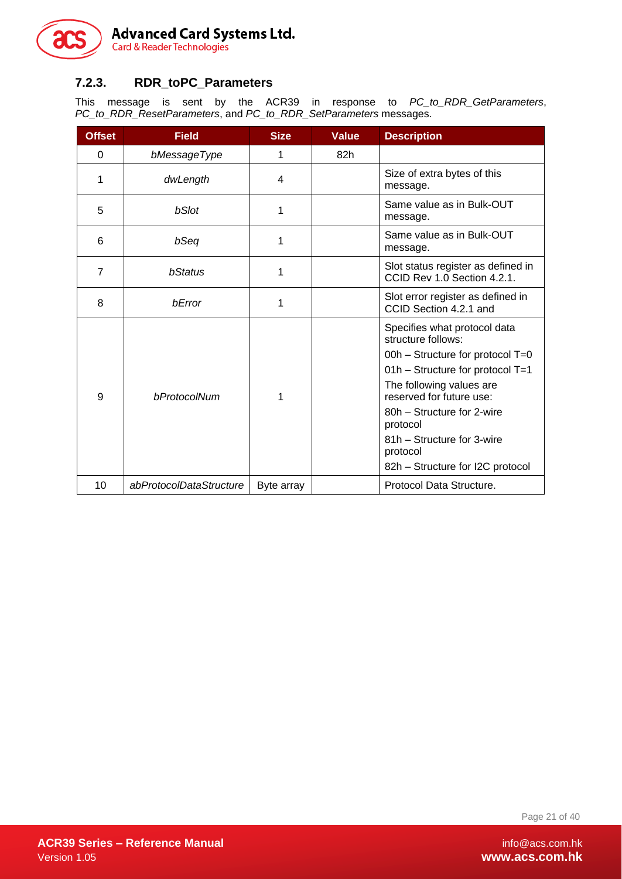### 7.2.3. RDR_toPC_Parameters

This message is sent by the ACR39 in response to *PC_to_RDR_GetParameters*, *PC_to_RDR_ResetParameters*, and *PC_to_RDR_SetParameters* messages.

| Offset | Field | Size | Value | Description |
|---|---|---|---|---|
| 0 | *bMessageType* | 1 | 82h | |
| 1 | *dwLength* | 4 | | Size of extra bytes of this message. |
| 5 | *bSlot* | 1 | | Same value as in Bulk-OUT message. |
| 6 | *bSeq* | 1 | | Same value as in Bulk-OUT message. |
| 7 | *bStatus* | 1 | | Slot status register as defined in CCID Rev 1.0 Section 4.2.1. |
| 8 | *bError* | 1 | | Slot error register as defined in CCID Section 4.2.1 and |
| 9 | *bProtocolNum* | 1 | | Specifies what protocol data structure follows:<br>00h – Structure for protocol T=0<br>01h – Structure for protocol T=1<br>The following values are reserved for future use:<br>80h – Structure for 2-wire protocol<br>81h – Structure for 3-wire protocol<br>82h – Structure for I2C protocol |
| 10 | *abProtocolDataStructure* | Byte array | | Protocol Data Structure. |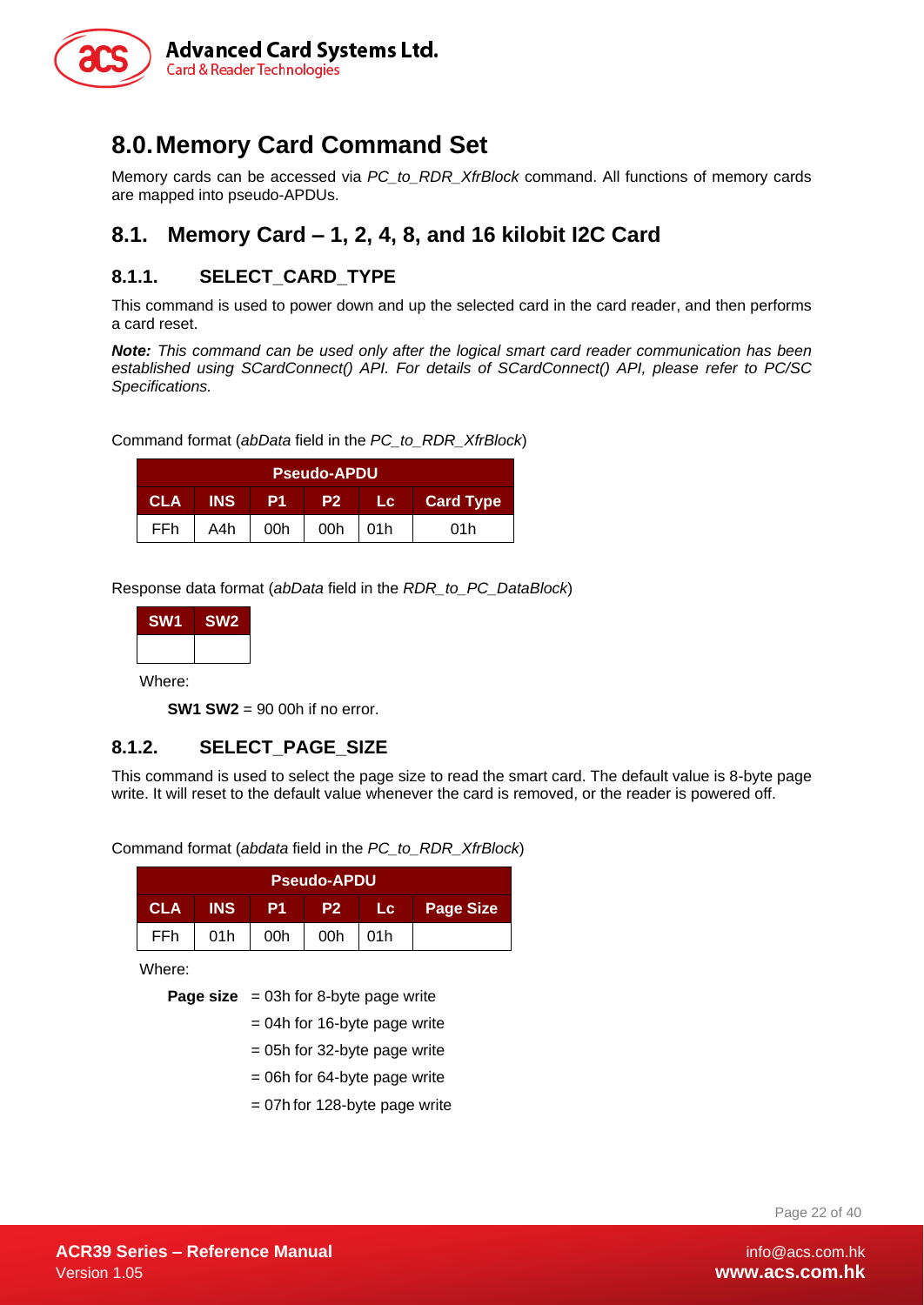# 8.0. Memory Card Command Set

Memory cards can be accessed via *PC_to_RDR_XfrBlock* command. All functions of memory cards are mapped into pseudo-APDUs.

## 8.1. Memory Card – 1, 2, 4, 8, and 16 kilobit I2C Card

### 8.1.1. SELECT_CARD_TYPE

This command is used to power down and up the selected card in the card reader, and then performs a card reset.

***Note:*** *This command can be used only after the logical smart card reader communication has been established using SCardConnect() API. For details of SCardConnect() API, please refer to PC/SC Specifications.*

Command format (*abData* field in the *PC_to_RDR_XfrBlock*)

| Pseudo-APDU | | | | | |
|---|---|---|---|---|---|
| **CLA** | **INS** | **P1** | **P2** | **Lc** | **Card Type** |
| FFh | A4h | 00h | 00h | 01h | 01h |

Response data format (*abData* field in the *RDR_to_PC_DataBlock*)

| SW1 | SW2 |
|---|---|
| | |

Where:

**SW1 SW2** = 90 00h if no error.

### 8.1.2. SELECT_PAGE_SIZE

This command is used to select the page size to read the smart card. The default value is 8-byte page write. It will reset to the default value whenever the card is removed, or the reader is powered off.

Command format (*abdata* field in the *PC_to_RDR_XfrBlock*)

| Pseudo-APDU | | | | | |
|---|---|---|---|---|---|
| **CLA** | **INS** | **P1** | **P2** | **Lc** | **Page Size** |
| FFh | 01h | 00h | 00h | 01h | |

Where:

**Page size** = 03h for 8-byte page write
= 04h for 16-byte page write
= 05h for 32-byte page write
= 06h for 64-byte page write
= 07h for 128-byte page write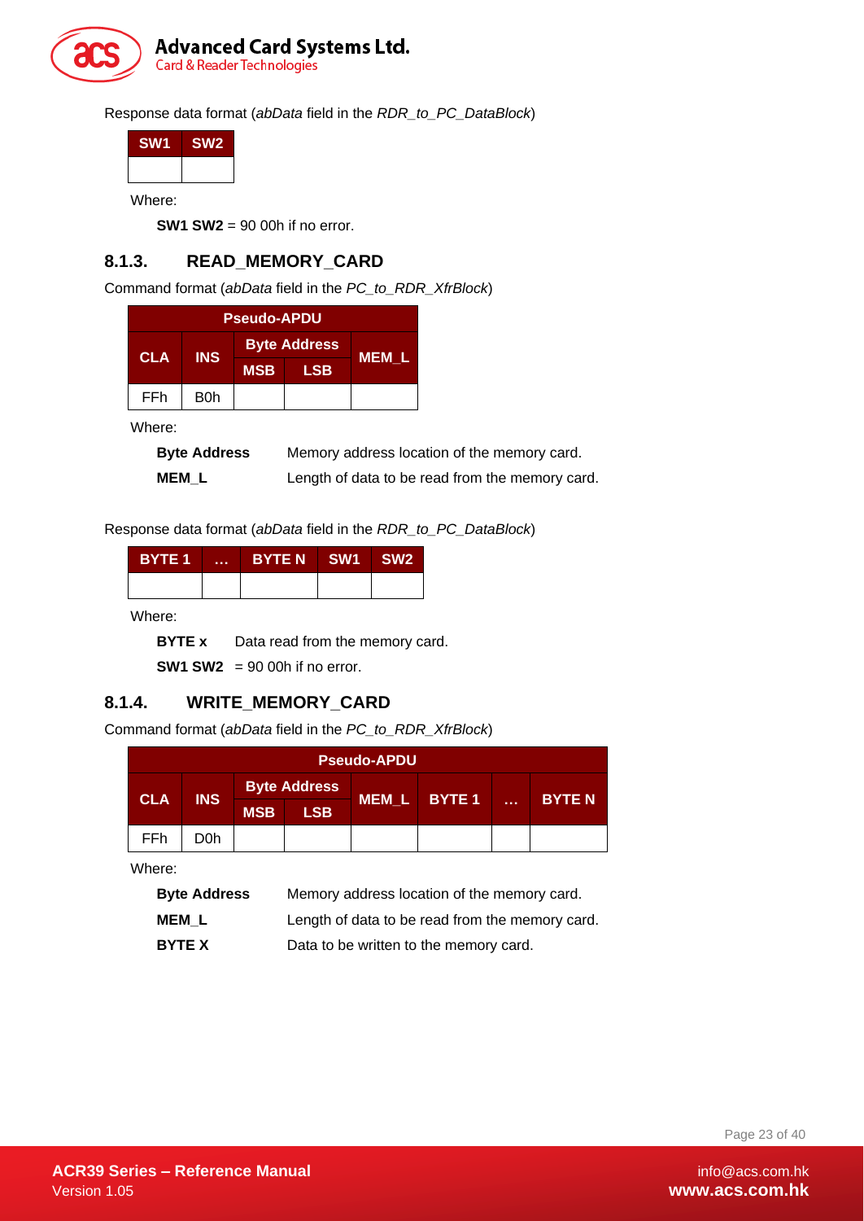Response data format (*abData* field in the *RDR_to_PC_DataBlock*)

| SW1 | SW2 |
|---|---|
| | |

Where:

**SW1 SW2** = 90 00h if no error.

### 8.1.3. READ_MEMORY_CARD

Command format (*abData* field in the *PC_to_RDR_XfrBlock*)

| Pseudo-APDU | | | | |
|---|---|---|---|---|
| CLA | INS | Byte Address | | MEM_L |
| | | MSB | LSB | |
| FFh | B0h | | | |

Where:

**Byte Address** Memory address location of the memory card.

**MEM_L** Length of data to be read from the memory card.

Response data format (*abData* field in the *RDR_to_PC_DataBlock*)

| BYTE 1 | ... | BYTE N | SW1 | SW2 |
|---|---|---|---|---|
| | | | | |

Where:

**BYTE x** Data read from the memory card.

**SW1 SW2** = 90 00h if no error.

### 8.1.4. WRITE_MEMORY_CARD

Command format (*abData* field in the *PC_to_RDR_XfrBlock*)

| Pseudo-APDU | | | | | | | |
|---|---|---|---|---|---|---|---|
| CLA | INS | Byte Address | | MEM_L | BYTE 1 | ... | BYTE N |
| | | MSB | LSB | | | | |
| FFh | D0h | | | | | | |

Where:

**Byte Address** Memory address location of the memory card.

**MEM_L** Length of data to be read from the memory card.

**BYTE X** Data to be written to the memory card.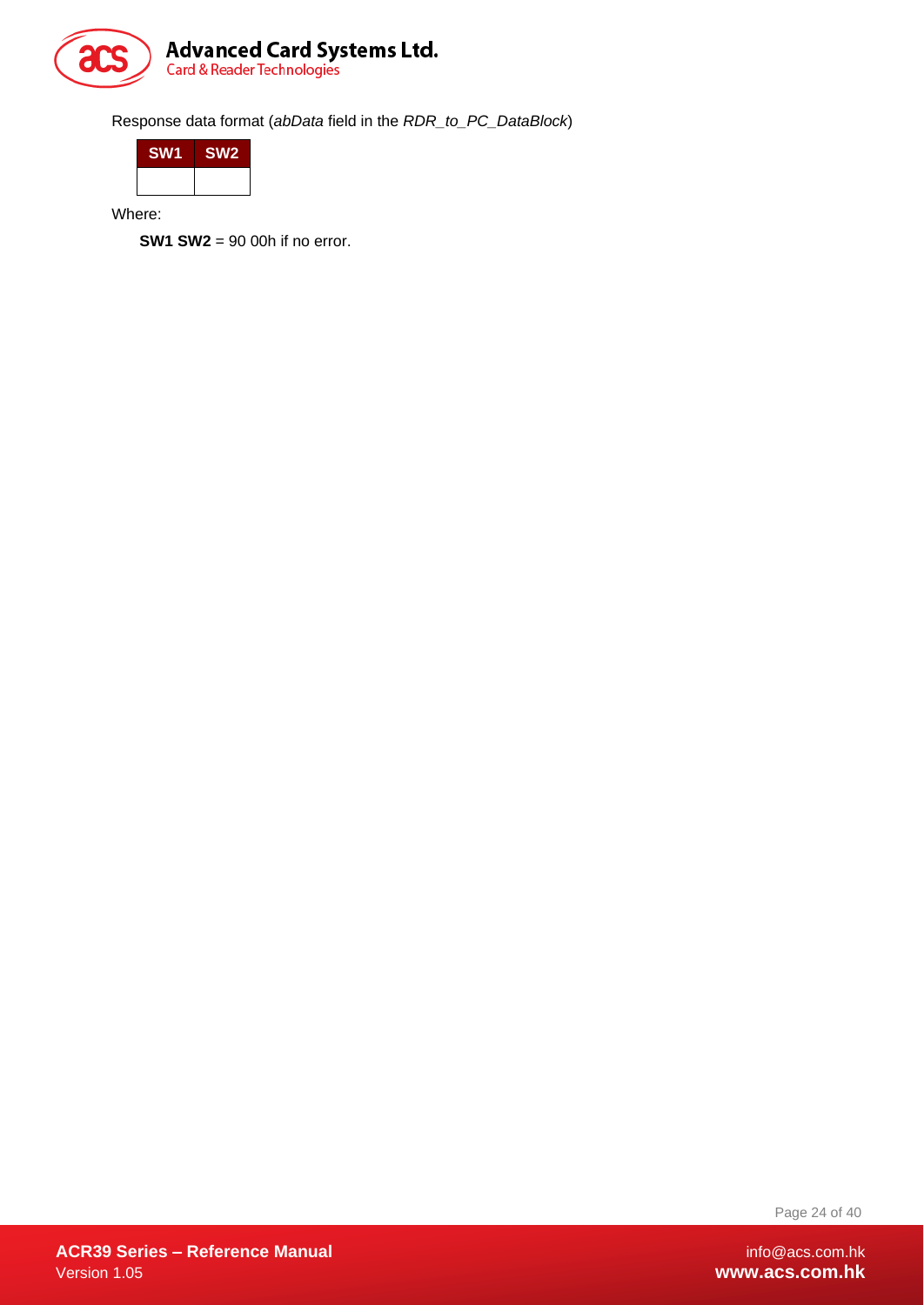Response data format (*abData* field in the *RDR_to_PC_DataBlock*)

| SW1 | SW2 |
|---|---|
| | |

Where:

**SW1 SW2** = 90 00h if no error.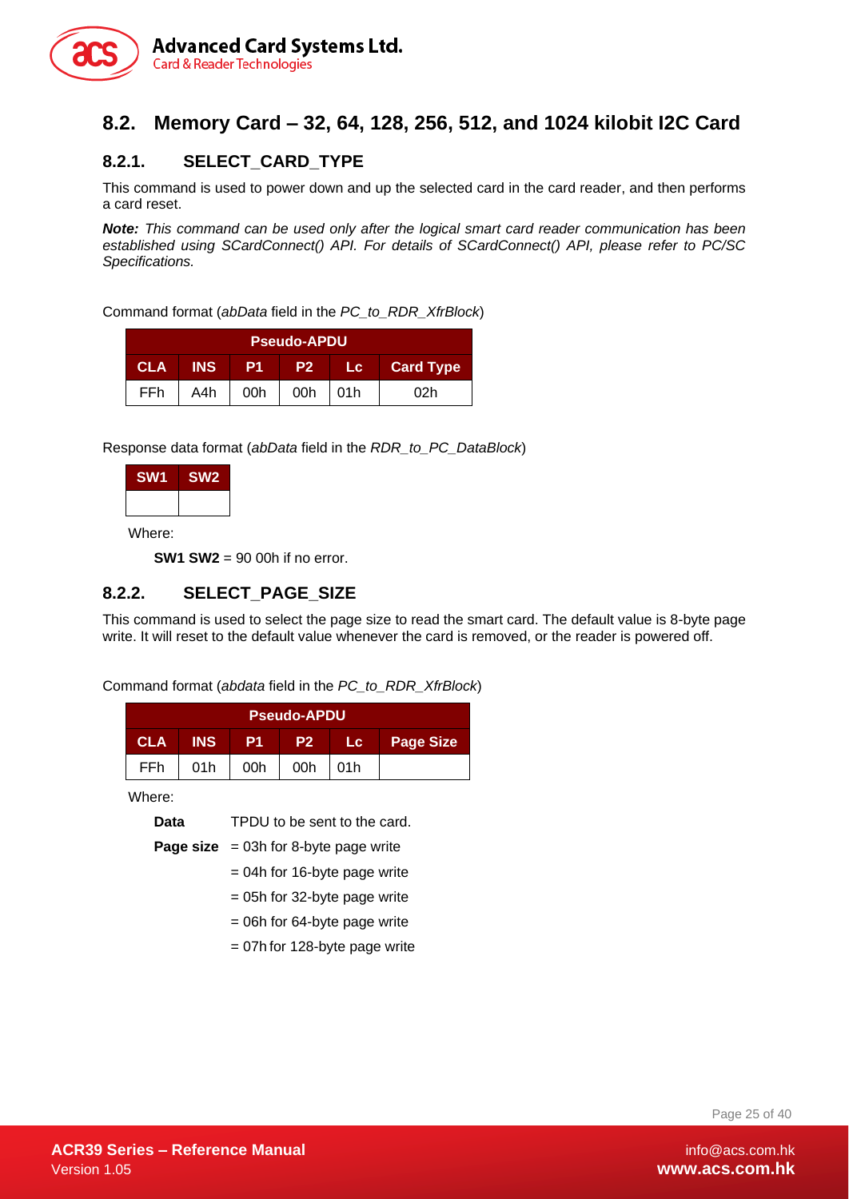## 8.2. Memory Card – 32, 64, 128, 256, 512, and 1024 kilobit I2C Card

### 8.2.1. SELECT_CARD_TYPE

This command is used to power down and up the selected card in the card reader, and then performs a card reset.

***Note:*** *This command can be used only after the logical smart card reader communication has been established using SCardConnect() API. For details of SCardConnect() API, please refer to PC/SC Specifications.*

Command format (*abData* field in the *PC_to_RDR_XfrBlock*)

| Pseudo-APDU | | | | | |
|---|---|---|---|---|---|
| **CLA** | **INS** | **P1** | **P2** | **Lc** | **Card Type** |
| FFh | A4h | 00h | 00h | 01h | 02h |

Response data format (*abData* field in the *RDR_to_PC_DataBlock*)

| SW1 | SW2 |
|---|---|
| | |

Where:

**SW1 SW2** = 90 00h if no error.

### 8.2.2. SELECT_PAGE_SIZE

This command is used to select the page size to read the smart card. The default value is 8-byte page write. It will reset to the default value whenever the card is removed, or the reader is powered off.

Command format (*abdata* field in the *PC_to_RDR_XfrBlock*)

| Pseudo-APDU | | | | | |
|---|---|---|---|---|---|
| **CLA** | **INS** | **P1** | **P2** | **Lc** | **Page Size** |
| FFh | 01h | 00h | 00h | 01h | |

Where:

**Data** TPDU to be sent to the card.

**Page size** = 03h for 8-byte page write

= 04h for 16-byte page write

= 05h for 32-byte page write

= 06h for 64-byte page write

= 07h for 128-byte page write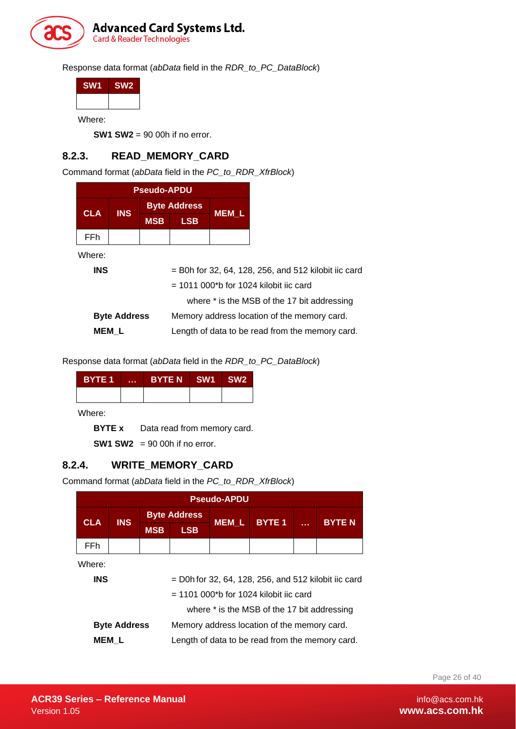Response data format (*abData* field in the *RDR_to_PC_DataBlock*)

| SW1 | SW2 |
|---|---|
| | |

Where:

**SW1 SW2** = 90 00h if no error.

### 8.2.3. READ_MEMORY_CARD

Command format (*abData* field in the *PC_to_RDR_XfrBlock*)

| Pseudo-APDU | | | | |
|---|---|---|---|---|
| CLA | INS | Byte Address | | MEM_L |
| | | MSB | LSB | |
| FFh | | | | |

Where:

| | |
|---|---|
| **INS** | = B0h for 32, 64, 128, 256, and 512 kilobit iic card |
| | = 1011 000*b for 1024 kilobit iic card |
| | where * is the MSB of the 17 bit addressing |
| **Byte Address** | Memory address location of the memory card. |
| **MEM_L** | Length of data to be read from the memory card. |

Response data format (*abData* field in the *RDR_to_PC_DataBlock*)

| BYTE 1 | ... | BYTE N | SW1 | SW2 |
|---|---|---|---|---|
| | | | | |

Where:

**BYTE x** Data read from memory card.

**SW1 SW2** = 90 00h if no error.

### 8.2.4. WRITE_MEMORY_CARD

Command format (*abData* field in the *PC_to_RDR_XfrBlock*)

| Pseudo-APDU | | | | | | | |
|---|---|---|---|---|---|---|---|
| CLA | INS | Byte Address | | MEM_L | BYTE 1 | ... | BYTE N |
| | | MSB | LSB | | | | |
| FFh | | | | | | | |

Where:

| | |
|---|---|
| **INS** | = D0h for 32, 64, 128, 256, and 512 kilobit iic card |
| | = 1101 000*b for 1024 kilobit iic card |
| | where * is the MSB of the 17 bit addressing |
| **Byte Address** | Memory address location of the memory card. |
| **MEM_L** | Length of data to be read from the memory card. |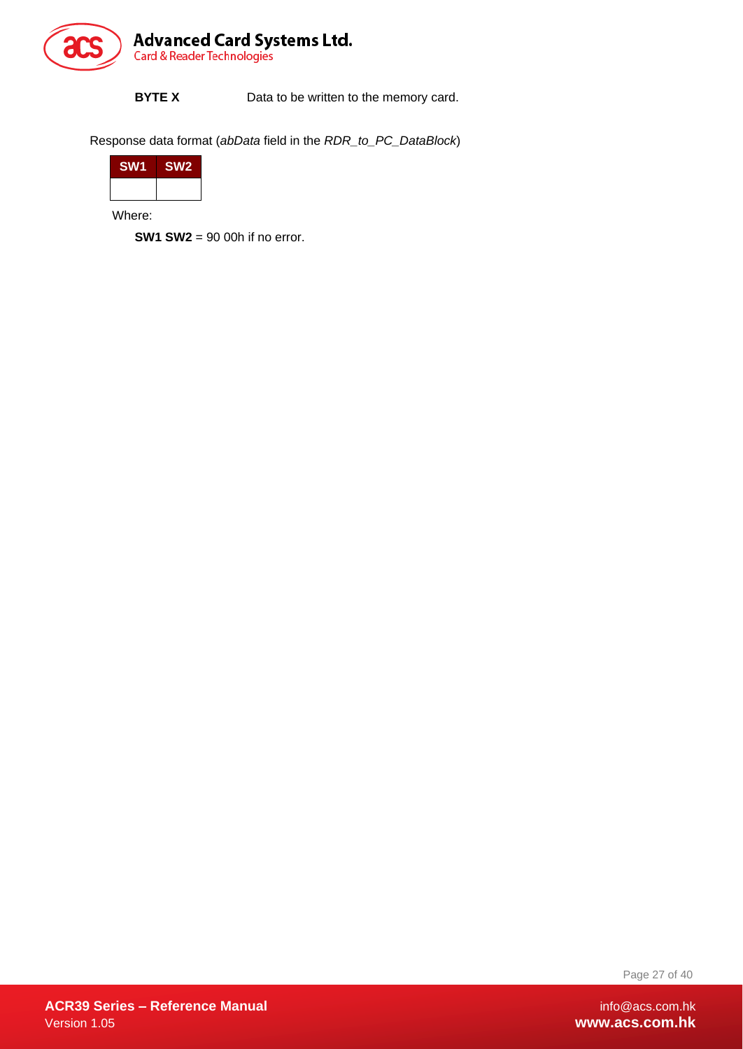**BYTE X** Data to be written to the memory card.

Response data format (*abData* field in the *RDR_to_PC_DataBlock*)

| SW1 | SW2 |
|---|---|
| | |

Where:

**SW1 SW2** = 90 00h if no error.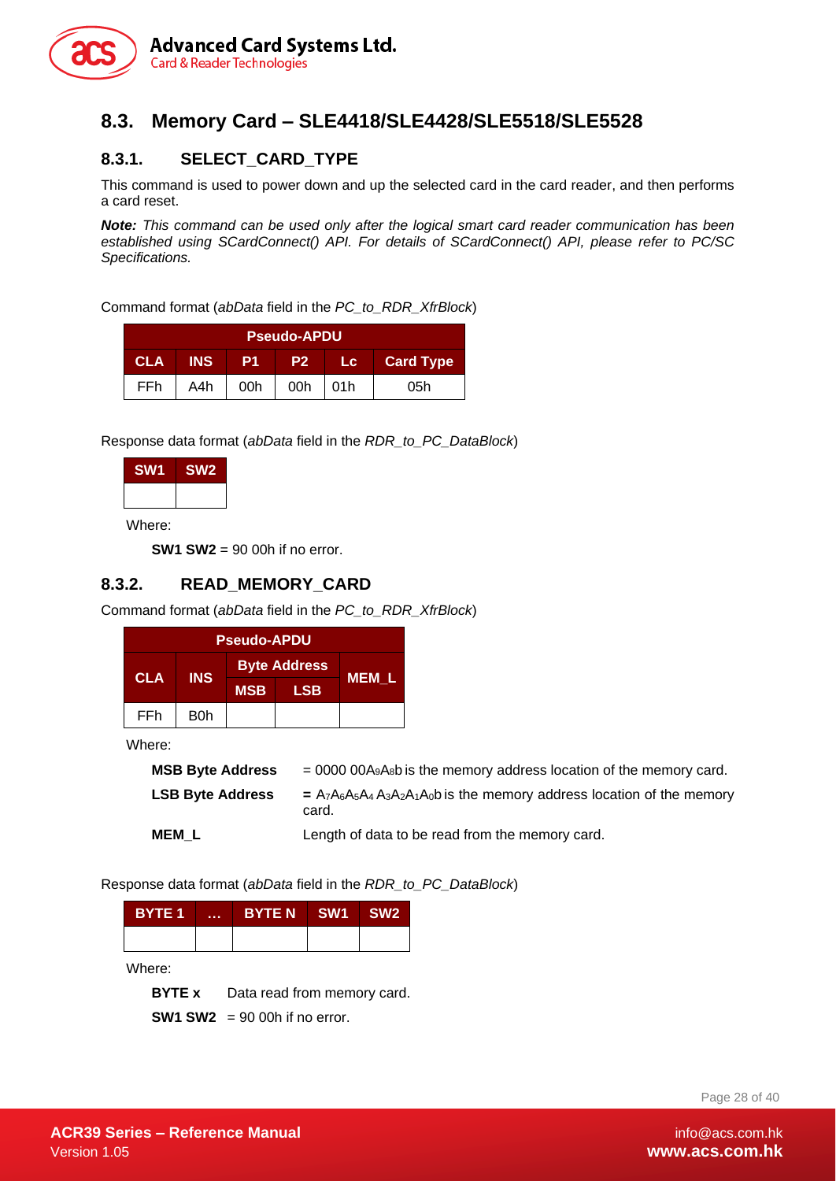## 8.3. Memory Card – SLE4418/SLE4428/SLE5518/SLE5528

### 8.3.1. SELECT_CARD_TYPE

This command is used to power down and up the selected card in the card reader, and then performs a card reset.

***Note:*** *This command can be used only after the logical smart card reader communication has been established using SCardConnect() API. For details of SCardConnect() API, please refer to PC/SC Specifications.*

Command format (*abData* field in the *PC_to_RDR_XfrBlock*)

| Pseudo-APDU | | | | | |
|---|---|---|---|---|---|
| **CLA** | **INS** | **P1** | **P2** | **Lc** | **Card Type** |
| FFh | A4h | 00h | 00h | 01h | 05h |

Response data format (*abData* field in the *RDR_to_PC_DataBlock*)

| SW1 | SW2 |
|---|---|
| | |

Where:

**SW1 SW2** = 90 00h if no error.

### 8.3.2. READ_MEMORY_CARD

Command format (*abData* field in the *PC_to_RDR_XfrBlock*)

| Pseudo-APDU | | | | |
|---|---|---|---|---|
| **CLA** | **INS** | **Byte Address** | | **MEM_L** |
| | | **MSB** | **LSB** | |
| FFh | B0h | | | |

Where:

**MSB Byte Address** = 0000 00$A_9A_8$b is the memory address location of the memory card.

**LSB Byte Address** = $A_7A_6A_5A_4$ $A_3A_2A_1A_0$b is the memory address location of the memory card.

**MEM_L** Length of data to be read from the memory card.

Response data format (*abData* field in the *RDR_to_PC_DataBlock*)

| BYTE 1 | ... | BYTE N | SW1 | SW2 |
|---|---|---|---|---|
| | | | | |

Where:

**BYTE x** Data read from memory card.

**SW1 SW2** = 90 00h if no error.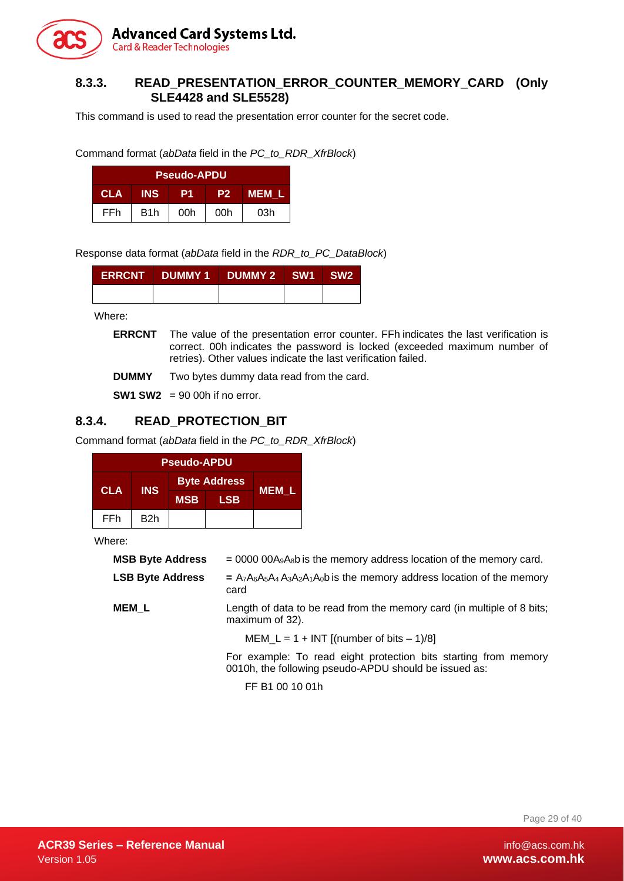### 8.3.3. READ_PRESENTATION_ERROR_COUNTER_MEMORY_CARD (Only SLE4428 and SLE5528)

This command is used to read the presentation error counter for the secret code.

Command format (*abData* field in the *PC_to_RDR_XfrBlock*)

| Pseudo-APDU | | | | |
|---|---|---|---|---|
| **CLA** | **INS** | **P1** | **P2** | **MEM_L** |
| FFh | B1h | 00h | 00h | 03h |

Response data format (*abData* field in the *RDR_to_PC_DataBlock*)

| ERRCNT | DUMMY 1 | DUMMY 2 | SW1 | SW2 |
|---|---|---|---|---|
| | | | | |

Where:

**ERRCNT** The value of the presentation error counter. FFh indicates the last verification is correct. 00h indicates the password is locked (exceeded maximum number of retries). Other values indicate the last verification failed.

**DUMMY** Two bytes dummy data read from the card.

**SW1 SW2** = 90 00h if no error.

### 8.3.4. READ_PROTECTION_BIT

Command format (*abData* field in the *PC_to_RDR_XfrBlock*)

| Pseudo-APDU | | | | |
|---|---|---|---|---|
| **CLA** | **INS** | **Byte Address** | | **MEM_L** |
| | | **MSB** | **LSB** | |
| FFh | B2h | | | |

Where:

**MSB Byte Address** = 0000 00$A_9A_8$b is the memory address location of the memory card.

**LSB Byte Address** = $A_7A_6A_5A_4$ $A_3A_2A_1A_0$b is the memory address location of the memory card

**MEM_L** Length of data to be read from the memory card (in multiple of 8 bits; maximum of 32).

MEM_L = 1 + INT [(number of bits – 1)/8]

For example: To read eight protection bits starting from memory 0010h, the following pseudo-APDU should be issued as:

FF B1 00 10 01h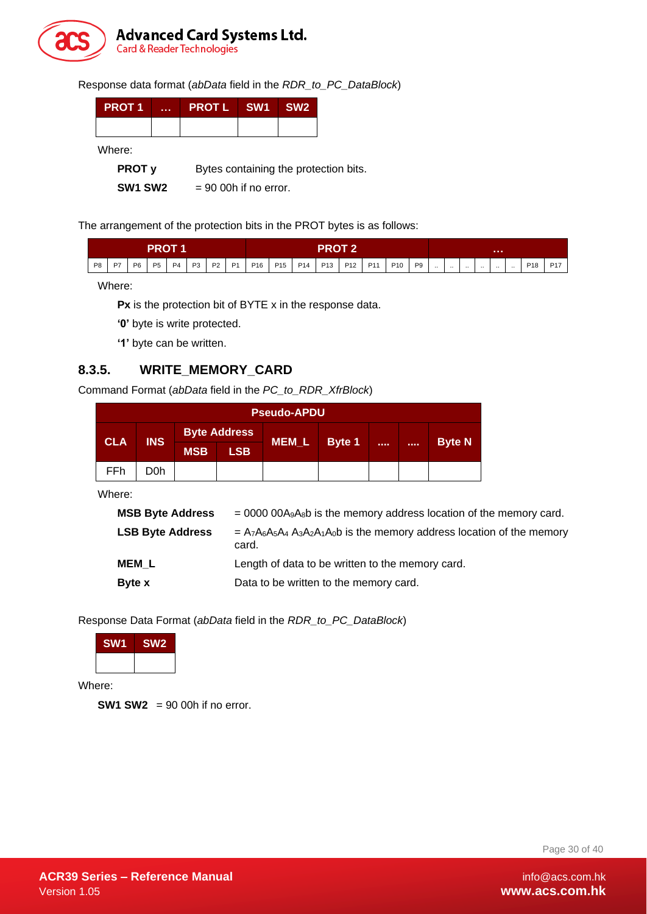Response data format (*abData* field in the *RDR_to_PC_DataBlock*)

| PROT 1 | … | PROT L | SW1 | SW2 |
|---|---|---|---|---|
| | | | | |

Where:

**PROT y** Bytes containing the protection bits.

**SW1 SW2** = 90 00h if no error.

The arrangement of the protection bits in the PROT bytes is as follows:

| PROT 1 | | | | | | | | PROT 2 | | | | | | | | … | | | | | | | |
|---|---|---|---|---|---|---|---|---|---|---|---|---|---|---|---|---|---|---|---|---|---|---|---|
| P8 | P7 | P6 | P5 | P4 | P3 | P2 | P1 | P16 | P15 | P14 | P13 | P12 | P11 | P10 | P9 | .. | .. | .. | .. | .. | .. | P18 | P17 |

Where:

**Px** is the protection bit of BYTE x in the response data.

**'0'** byte is write protected.

**'1'** byte can be written.

### 8.3.5. WRITE_MEMORY_CARD

Command Format (*abData* field in the *PC_to_RDR_XfrBlock*)

| Pseudo-APDU | | | | | | | | |
|---|---|---|---|---|---|---|---|---|
| CLA | INS | Byte Address | | MEM_L | Byte 1 | .... | .... | Byte N |
| | | MSB | LSB | | | | | |
| FFh | D0h | | | | | | | |

Where:

**MSB Byte Address** = 0000 $00A_9A_8$b is the memory address location of the memory card.

**LSB Byte Address** = $A_7A_6A_5A_4$ $A_3A_2A_1A_0$b is the memory address location of the memory card.

**MEM_L** Length of data to be written to the memory card.

**Byte x** Data to be written to the memory card.

Response Data Format (*abData* field in the *RDR_to_PC_DataBlock*)

| SW1 | SW2 |
|---|---|
| | |

Where:

**SW1 SW2** = 90 00h if no error.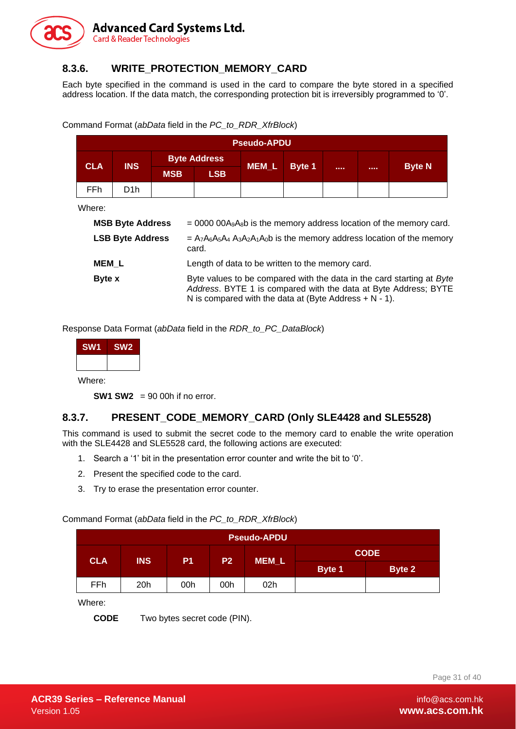### 8.3.6. WRITE_PROTECTION_MEMORY_CARD

Each byte specified in the command is used in the card to compare the byte stored in a specified address location. If the data match, the corresponding protection bit is irreversibly programmed to '0'.

Command Format (*abData* field in the *PC_to_RDR_XfrBlock*)

| Pseudo-APDU | | | | | | | | |
|---|---|---|---|---|---|---|---|---|
| CLA | INS | Byte Address | | MEM_L | Byte 1 | .... | .... | Byte N |
| | | MSB | LSB | | | | | |
| FFh | D1h | | | | | | | |

Where:

**MSB Byte Address** = 0000 $00A_9A_8$b is the memory address location of the memory card.

**LSB Byte Address** = $A_7A_6A_5A_4$ $A_3A_2A_1A_0$b is the memory address location of the memory card.

**MEM_L** Length of data to be written to the memory card.

**Byte x** Byte values to be compared with the data in the card starting at *Byte Address*. BYTE 1 is compared with the data at Byte Address; BYTE N is compared with the data at (Byte Address + N - 1).

Response Data Format (*abData* field in the *RDR_to_PC_DataBlock*)

| SW1 | SW2 |
|---|---|
| | |

Where:

**SW1 SW2** = 90 00h if no error.

### 8.3.7. PRESENT_CODE_MEMORY_CARD (Only SLE4428 and SLE5528)

This command is used to submit the secret code to the memory card to enable the write operation with the SLE4428 and SLE5528 card, the following actions are executed:

1. Search a '1' bit in the presentation error counter and write the bit to '0'.
2. Present the specified code to the card.
3. Try to erase the presentation error counter.

Command Format (*abData* field in the *PC_to_RDR_XfrBlock*)

| Pseudo-APDU | | | | | | |
|---|---|---|---|---|---|---|
| CLA | INS | P1 | P2 | MEM_L | CODE | |
| | | | | | Byte 1 | Byte 2 |
| FFh | 20h | 00h | 00h | 02h | | |

Where:

**CODE** Two bytes secret code (PIN).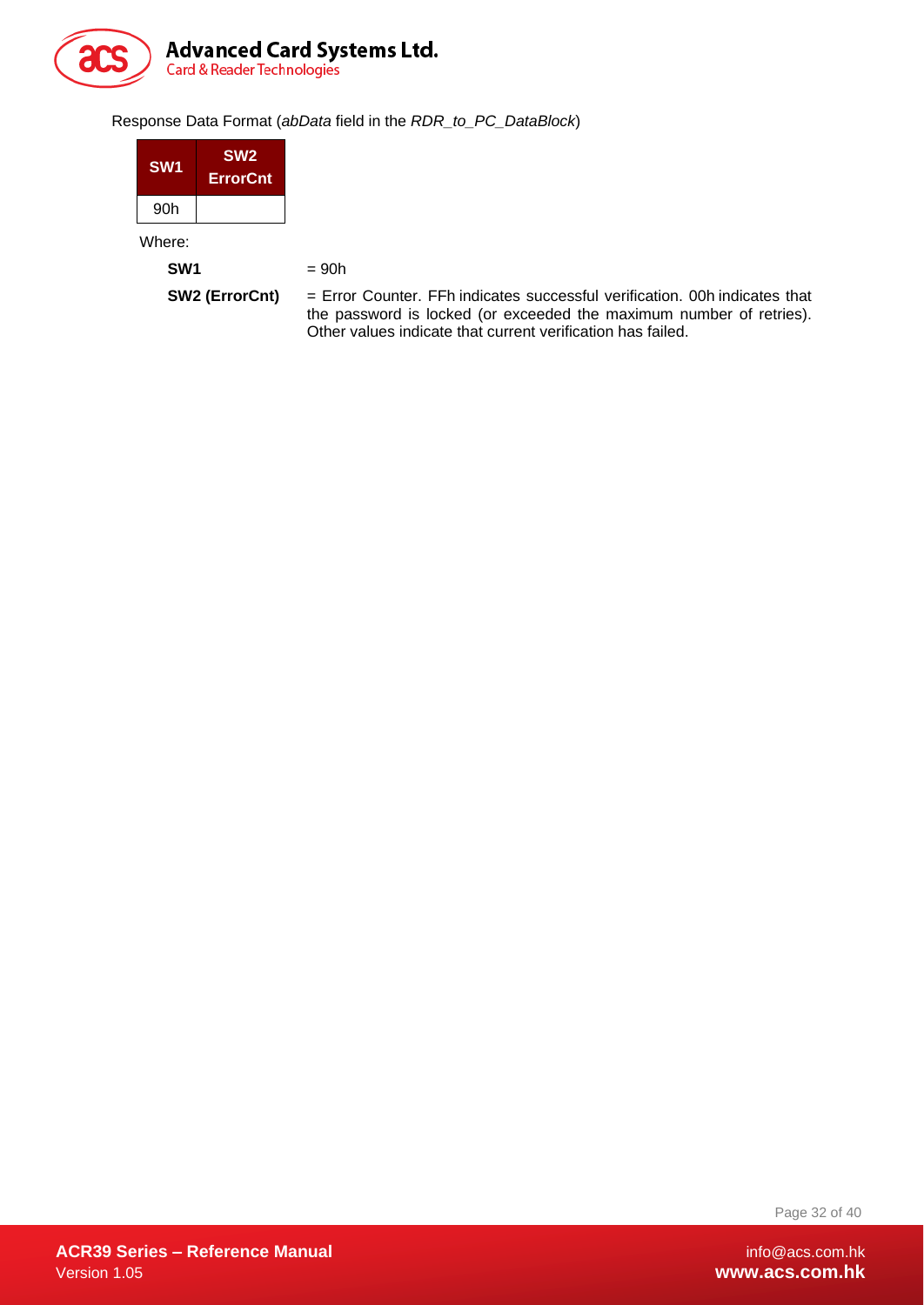Response Data Format (*abData* field in the *RDR_to_PC_DataBlock*)

| SW1 | SW2 ErrorCnt |
|---|---|
| 90h | |

Where:

**SW1** = 90h

**SW2 (ErrorCnt)** = Error Counter. FFh indicates successful verification. 00h indicates that the password is locked (or exceeded the maximum number of retries). Other values indicate that current verification has failed.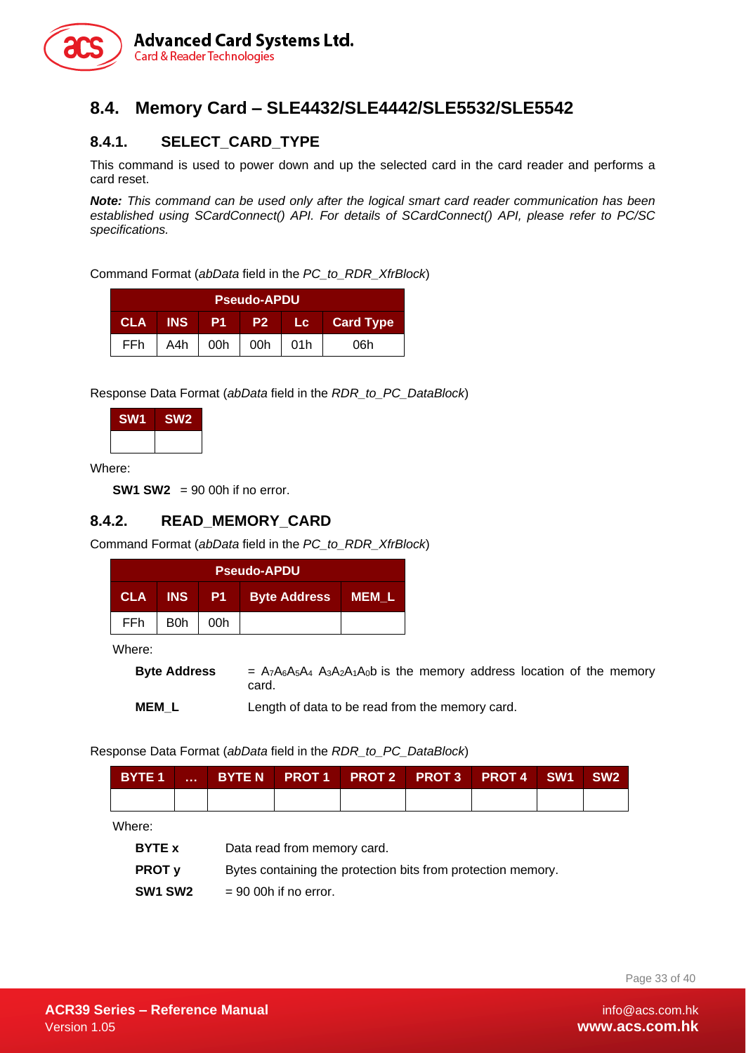## 8.4. Memory Card – SLE4432/SLE4442/SLE5532/SLE5542

### 8.4.1. SELECT_CARD_TYPE

This command is used to power down and up the selected card in the card reader and performs a card reset.

***Note:*** *This command can be used only after the logical smart card reader communication has been established using SCardConnect() API. For details of SCardConnect() API, please refer to PC/SC specifications.*

Command Format (*abData* field in the *PC_to_RDR_XfrBlock*)

| Pseudo-APDU | | | | | |
|---|---|---|---|---|---|
| **CLA** | **INS** | **P1** | **P2** | **Lc** | **Card Type** |
| FFh | A4h | 00h | 00h | 01h | 06h |

Response Data Format (*abData* field in the *RDR_to_PC_DataBlock*)

| SW1 | SW2 |
|---|---|
| | |

Where:

**SW1 SW2** = 90 00h if no error.

### 8.4.2. READ_MEMORY_CARD

Command Format (*abData* field in the *PC_to_RDR_XfrBlock*)

| Pseudo-APDU | | | | |
|---|---|---|---|---|
| **CLA** | **INS** | **P1** | **Byte Address** | **MEM_L** |
| FFh | B0h | 00h | | |

Where:

**Byte Address** = $A_7A_6A_5A_4$ $A_3A_2A_1A_0$b is the memory address location of the memory card.

**MEM_L** Length of data to be read from the memory card.

Response Data Format (*abData* field in the *RDR_to_PC_DataBlock*)

| BYTE 1 | … | BYTE N | PROT 1 | PROT 2 | PROT 3 | PROT 4 | SW1 | SW2 |
|---|---|---|---|---|---|---|---|---|
| | | | | | | | | |

Where:

**BYTE x** Data read from memory card.

**PROT y** Bytes containing the protection bits from protection memory.

**SW1 SW2** = 90 00h if no error.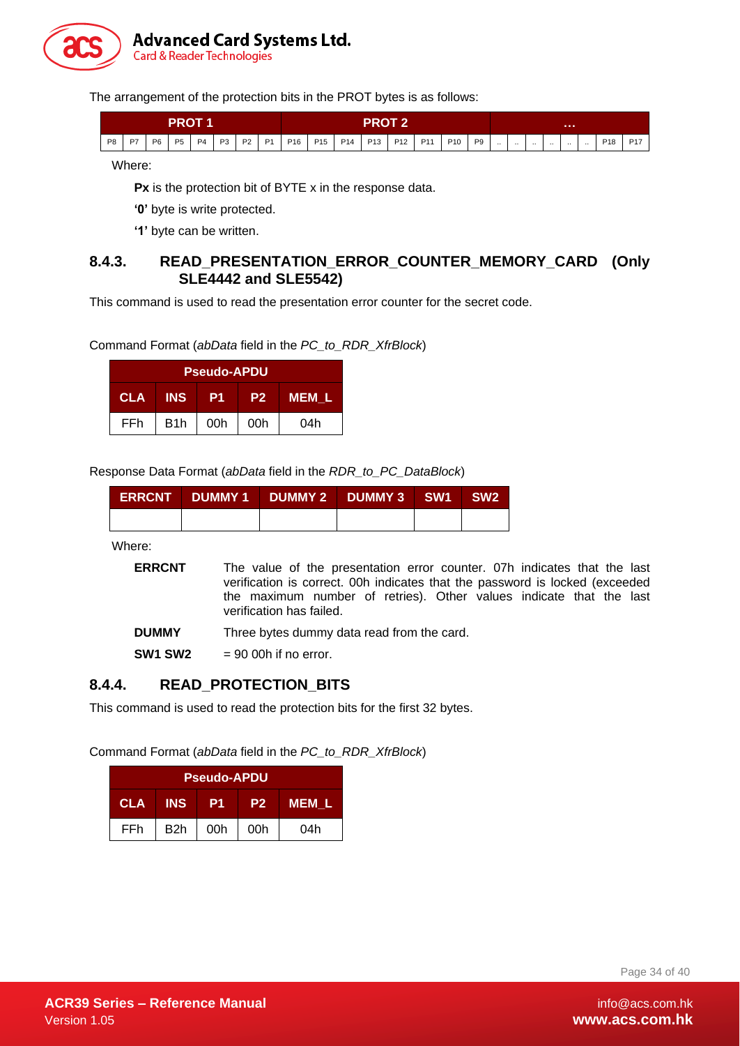The arrangement of the protection bits in the PROT bytes is as follows:

| PROT 1 | | | | | | | | PROT 2 | | | | | | | | … | | | | | | | |
|---|---|---|---|---|---|---|---|---|---|---|---|---|---|---|---|---|---|---|---|---|---|---|---|
| P8 | P7 | P6 | P5 | P4 | P3 | P2 | P1 | P16 | P15 | P14 | P13 | P12 | P11 | P10 | P9 | .. | .. | .. | .. | .. | .. | P18 | P17 |

Where:

**Px** is the protection bit of BYTE x in the response data.

**'0'** byte is write protected.

**'1'** byte can be written.

### 8.4.3. READ_PRESENTATION_ERROR_COUNTER_MEMORY_CARD (Only SLE4442 and SLE5542)

This command is used to read the presentation error counter for the secret code.

Command Format (*abData* field in the *PC_to_RDR_XfrBlock*)

| Pseudo-APDU | | | | |
|---|---|---|---|---|
| **CLA** | **INS** | **P1** | **P2** | **MEM_L** |
| FFh | B1h | 00h | 00h | 04h |

Response Data Format (*abData* field in the *RDR_to_PC_DataBlock*)

| ERRCNT | DUMMY 1 | DUMMY 2 | DUMMY 3 | SW1 | SW2 |
|---|---|---|---|---|---|
| | | | | | |

Where:

**ERRCNT** The value of the presentation error counter. 07h indicates that the last verification is correct. 00h indicates that the password is locked (exceeded the maximum number of retries). Other values indicate that the last verification has failed.

**DUMMY** Three bytes dummy data read from the card.

**SW1 SW2** = 90 00h if no error.

### 8.4.4. READ_PROTECTION_BITS

This command is used to read the protection bits for the first 32 bytes.

Command Format (*abData* field in the *PC_to_RDR_XfrBlock*)

| Pseudo-APDU | | | | |
|---|---|---|---|---|
| **CLA** | **INS** | **P1** | **P2** | **MEM_L** |
| FFh | B2h | 00h | 00h | 04h |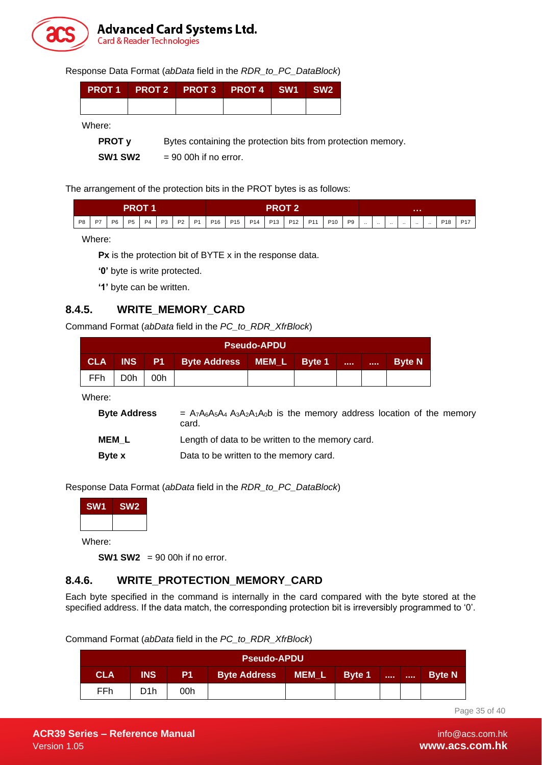Response Data Format (*abData* field in the *RDR_to_PC_DataBlock*)

| PROT 1 | PROT 2 | PROT 3 | PROT 4 | SW1 | SW2 |
|---|---|---|---|---|---|
| | | | | | |

Where:

**PROT y** Bytes containing the protection bits from protection memory.

**SW1 SW2** = 90 00h if no error.

The arrangement of the protection bits in the PROT bytes is as follows:

| PROT 1 | | | | | | | | PROT 2 | | | | | | | | ... | | | | | | | |
|---|---|---|---|---|---|---|---|---|---|---|---|---|---|---|---|---|---|---|---|---|---|---|---|
| P8 | P7 | P6 | P5 | P4 | P3 | P2 | P1 | P16 | P15 | P14 | P13 | P12 | P11 | P10 | P9 | .. | .. | .. | .. | .. | .. | P18 | P17 |

Where:

**Px** is the protection bit of BYTE x in the response data.

**'0'** byte is write protected.

**'1'** byte can be written.

## 8.4.5. WRITE_MEMORY_CARD

Command Format (*abData* field in the *PC_to_RDR_XfrBlock*)

| Pseudo-APDU | | | | | | | | |
|---|---|---|---|---|---|---|---|---|
| CLA | INS | P1 | Byte Address | MEM_L | Byte 1 | .... | .... | Byte N |
| FFh | D0h | 00h | | | | | | |

Where:

**Byte Address** = $A_7A_6A_5A_4\ A_3A_2A_1A_0$b is the memory address location of the memory card.

**MEM_L** Length of data to be written to the memory card.

**Byte x** Data to be written to the memory card.

Response Data Format (*abData* field in the *RDR_to_PC_DataBlock*)

| SW1 | SW2 |
|---|---|
| | |

Where:

**SW1 SW2** = 90 00h if no error.

## 8.4.6. WRITE_PROTECTION_MEMORY_CARD

Each byte specified in the command is internally in the card compared with the byte stored at the specified address. If the data match, the corresponding protection bit is irreversibly programmed to '0'.

Command Format (*abData* field in the *PC_to_RDR_XfrBlock*)

| Pseudo-APDU | | | | | | | | |
|---|---|---|---|---|---|---|---|---|
| CLA | INS | P1 | Byte Address | MEM_L | Byte 1 | .... | .... | Byte N |
| FFh | D1h | 00h | | | | | | |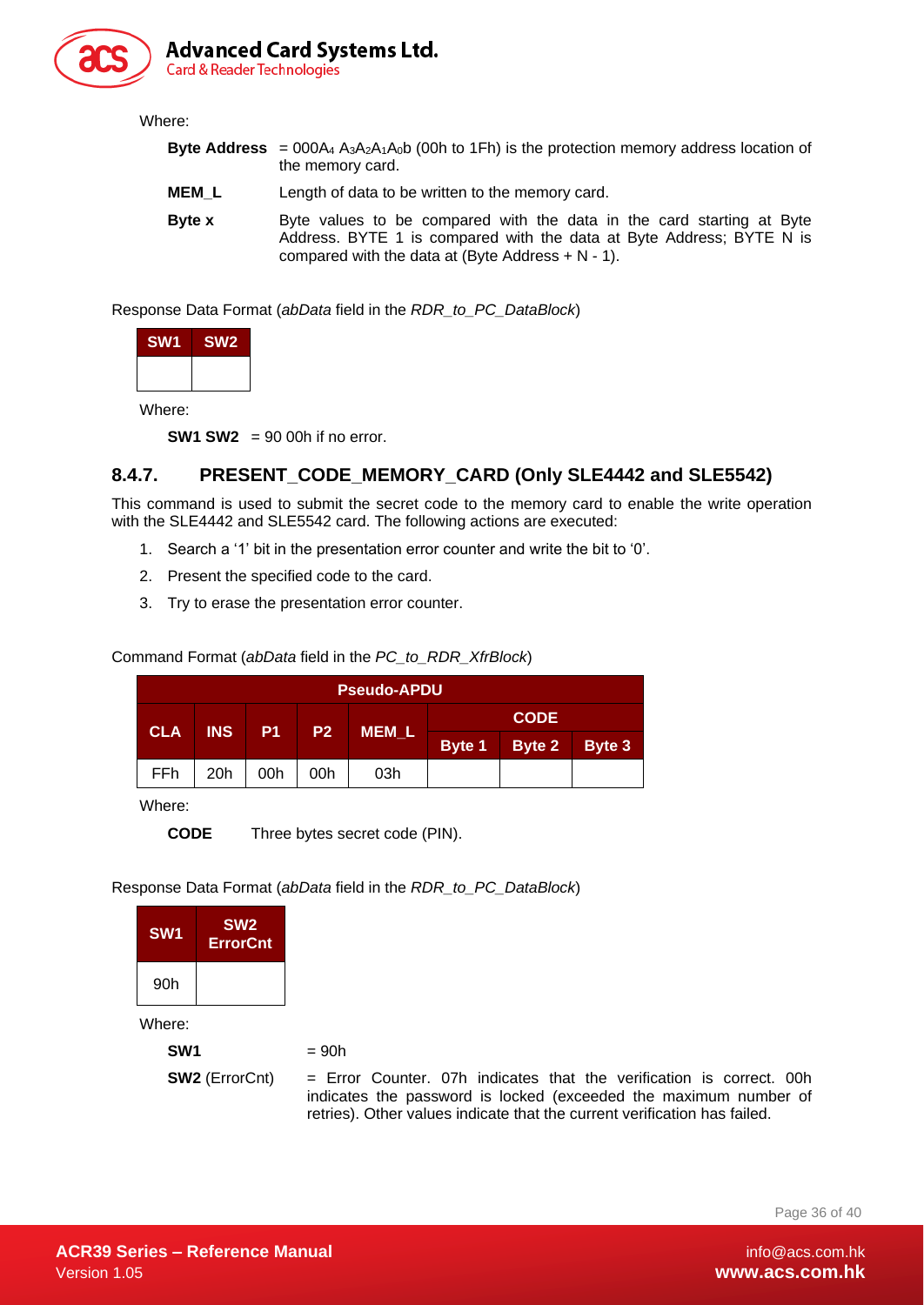Where:

**Byte Address** = 000$A_4$ $A_3A_2A_1A_0$b (00h to 1Fh) is the protection memory address location of the memory card.

**MEM_L** Length of data to be written to the memory card.

**Byte x** Byte values to be compared with the data in the card starting at Byte Address. BYTE 1 is compared with the data at Byte Address; BYTE N is compared with the data at (Byte Address + N - 1).

Response Data Format (*abData* field in the *RDR_to_PC_DataBlock*)

| SW1 | SW2 |
|---|---|
| | |

Where:

**SW1 SW2** = 90 00h if no error.

### 8.4.7. PRESENT_CODE_MEMORY_CARD (Only SLE4442 and SLE5542)

This command is used to submit the secret code to the memory card to enable the write operation with the SLE4442 and SLE5542 card. The following actions are executed:

1. Search a '1' bit in the presentation error counter and write the bit to '0'.
2. Present the specified code to the card.
3. Try to erase the presentation error counter.

Command Format (*abData* field in the *PC_to_RDR_XfrBlock*)

| Pseudo-APDU | | | | | | | |
|---|---|---|---|---|---|---|---|
| CLA | INS | P1 | P2 | MEM_L | CODE | | |
| | | | | | Byte 1 | Byte 2 | Byte 3 |
| FFh | 20h | 00h | 00h | 03h | | | |

Where:

**CODE** Three bytes secret code (PIN).

Response Data Format (*abData* field in the *RDR_to_PC_DataBlock*)

| SW1 | SW2 ErrorCnt |
|---|---|
| 90h | |

Where:

**SW1** = 90h

**SW2** (ErrorCnt) = Error Counter. 07h indicates that the verification is correct. 00h indicates the password is locked (exceeded the maximum number of retries). Other values indicate that the current verification has failed.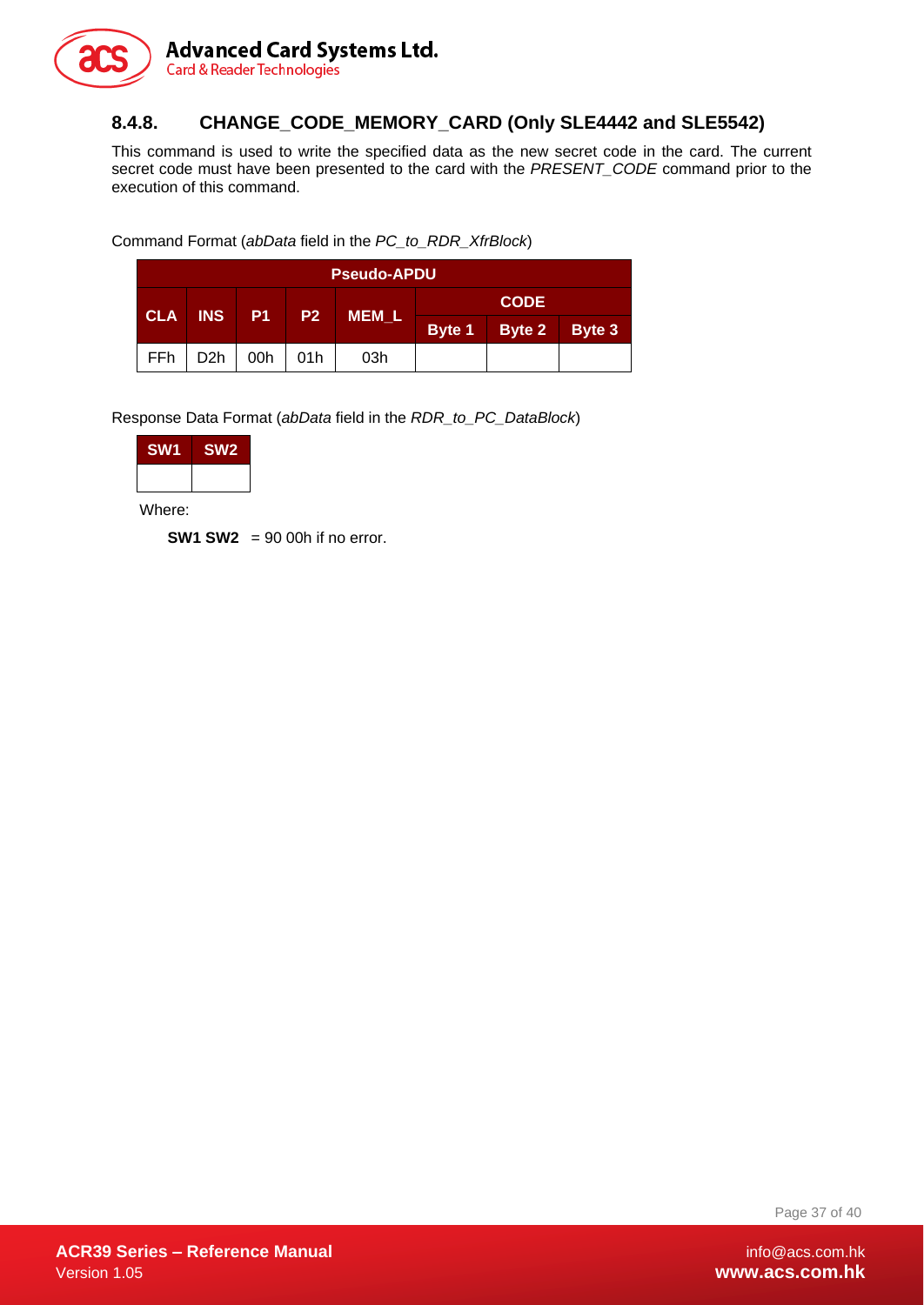### 8.4.8. CHANGE_CODE_MEMORY_CARD (Only SLE4442 and SLE5542)

This command is used to write the specified data as the new secret code in the card. The current secret code must have been presented to the card with the *PRESENT_CODE* command prior to the execution of this command.

Command Format (*abData* field in the *PC_to_RDR_XfrBlock*)

| Pseudo-APDU | | | | | | | |
|---|---|---|---|---|---|---|---|
| CLA | INS | P1 | P2 | MEM_L | CODE | | |
| | | | | | Byte 1 | Byte 2 | Byte 3 |
| FFh | D2h | 00h | 01h | 03h | | | |

Response Data Format (*abData* field in the *RDR_to_PC_DataBlock*)

| SW1 | SW2 |
|---|---|
| | |

Where:

**SW1 SW2** = 90 00h if no error.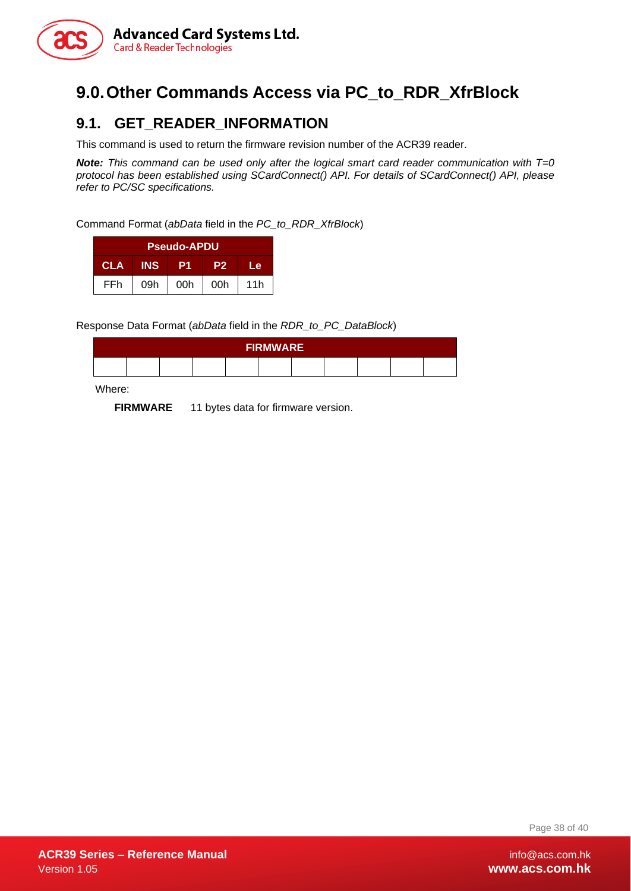# 9.0. Other Commands Access via PC_to_RDR_XfrBlock

## 9.1. GET_READER_INFORMATION

This command is used to return the firmware revision number of the ACR39 reader.

***Note:*** *This command can be used only after the logical smart card reader communication with T=0 protocol has been established using SCardConnect() API. For details of SCardConnect() API, please refer to PC/SC specifications.*

Command Format (*abData* field in the *PC_to_RDR_XfrBlock*)

| Pseudo-APDU | | | | |
|---|---|---|---|---|
| **CLA** | **INS** | **P1** | **P2** | **Le** |
| FFh | 09h | 00h | 00h | 11h |

Response Data Format (*abData* field in the *RDR_to_PC_DataBlock*)

| FIRMWARE | | | | | | | | | | |
|---|---|---|---|---|---|---|---|---|---|---|
| | | | | | | | | | | |

Where:

**FIRMWARE** 11 bytes data for firmware version.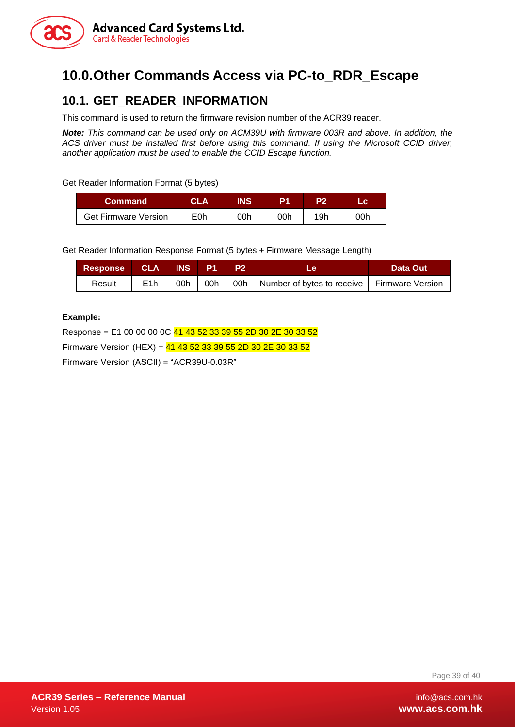# 10.0. Other Commands Access via PC-to_RDR_Escape

## 10.1. GET_READER_INFORMATION

This command is used to return the firmware revision number of the ACR39 reader.

***Note:*** *This command can be used only on ACM39U with firmware 003R and above. In addition, the ACS driver must be installed first before using this command. If using the Microsoft CCID driver, another application must be used to enable the CCID Escape function.*

Get Reader Information Format (5 bytes)

| Command | CLA | INS | P1 | P2 | Lc |
|---|---|---|---|---|---|
| Get Firmware Version | E0h | 00h | 00h | 19h | 00h |

Get Reader Information Response Format (5 bytes + Firmware Message Length)

| Response | CLA | INS | P1 | P2 | Le | Data Out |
|---|---|---|---|---|---|---|
| Result | E1h | 00h | 00h | 00h | Number of bytes to receive | Firmware Version |

**Example:**

Response = E1 00 00 00 0C 41 43 52 33 39 55 2D 30 2E 30 33 52

Firmware Version (HEX) = 41 43 52 33 39 55 2D 30 2E 30 33 52

Firmware Version (ASCII) = "ACR39U-0.03R"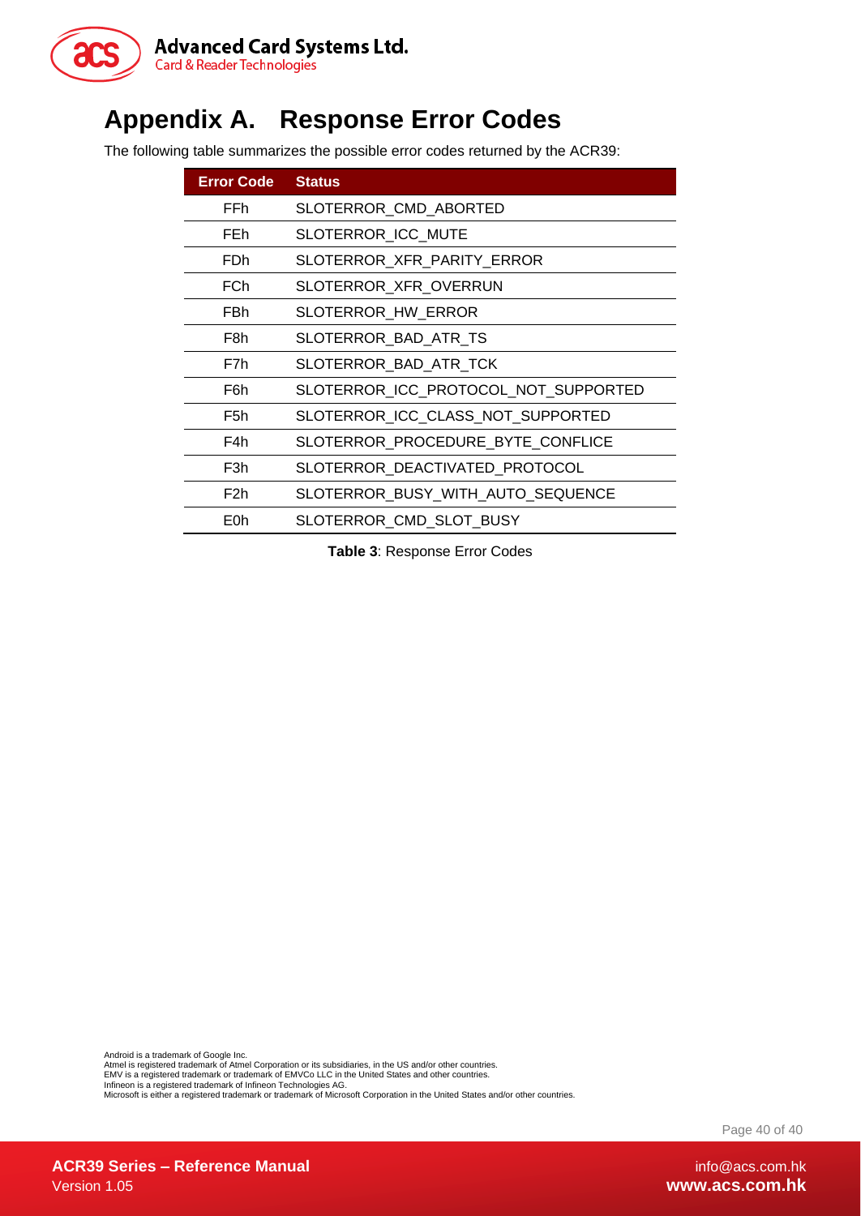# Appendix A. Response Error Codes

The following table summarizes the possible error codes returned by the ACR39:

| Error Code | Status |
|---|---|
| FFh | SLOTERROR_CMD_ABORTED |
| FEh | SLOTERROR_ICC_MUTE |
| FDh | SLOTERROR_XFR_PARITY_ERROR |
| FCh | SLOTERROR_XFR_OVERRUN |
| FBh | SLOTERROR_HW_ERROR |
| F8h | SLOTERROR_BAD_ATR_TS |
| F7h | SLOTERROR_BAD_ATR_TCK |
| F6h | SLOTERROR_ICC_PROTOCOL_NOT_SUPPORTED |
| F5h | SLOTERROR_ICC_CLASS_NOT_SUPPORTED |
| F4h | SLOTERROR_PROCEDURE_BYTE_CONFLICE |
| F3h | SLOTERROR_DEACTIVATED_PROTOCOL |
| F2h | SLOTERROR_BUSY_WITH_AUTO_SEQUENCE |
| E0h | SLOTERROR_CMD_SLOT_BUSY |

**Table 3**: Response Error Codes

Android is a trademark of Google Inc.
Atmel is registered trademark of Atmel Corporation or its subsidiaries, in the US and/or other countries.
EMV is a registered trademark or trademark of EMVCo LLC in the United States and other countries.
Infineon is a registered trademark of Infineon Technologies AG.
Microsoft is either a registered trademark or trademark of Microsoft Corporation in the United States and/or other countries.